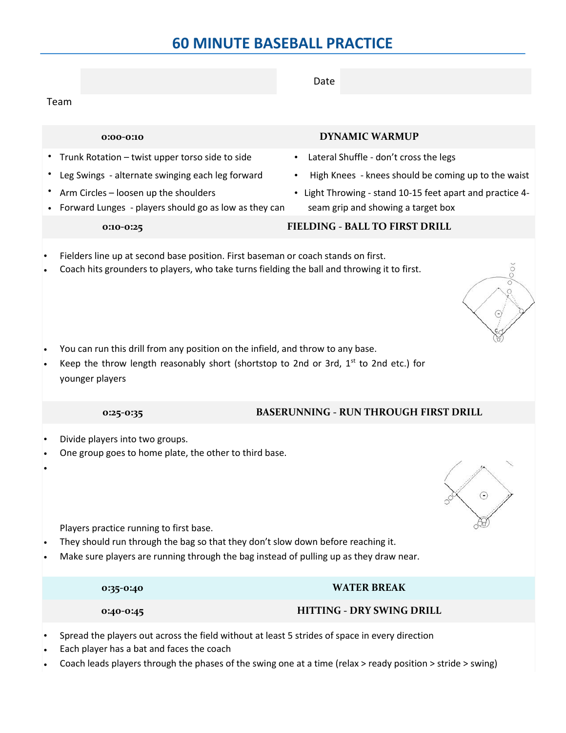# 60 MINUTE BASEBALL PRACTICE

Team | Date
---|---
|

| 0:00-0:10 | DYNAMIC WARMUP |
|---|---|

- Trunk Rotation – twist upper torso side to side
- Leg Swings - alternate swinging each leg forward
- Arm Circles – loosen up the shoulders
- Forward Lunges - players should go as low as they can
- Lateral Shuffle - don't cross the legs
- High Knees - knees should be coming up to the waist
- Light Throwing - stand 10-15 feet apart and practice 4-seam grip and showing a target box

| 0:10-0:25 | FIELDING - BALL TO FIRST DRILL |
|---|---|

- Fielders line up at second base position. First baseman or coach stands on first.
- Coach hits grounders to players, who take turns fielding the ball and throwing it to first.
- You can run this drill from any position on the infield, and throw to any base.
- Keep the throw length reasonably short (shortstop to 2nd or 3rd, 1st to 2nd etc.) for younger players

| 0:25-0:35 | BASERUNNING - RUN THROUGH FIRST DRILL |
|---|---|

- Divide players into two groups.
- One group goes to home plate, the other to third base.
- Players practice running to first base.
- They should run through the bag so that they don't slow down before reaching it.
- Make sure players are running through the bag instead of pulling up as they draw near.

| 0:35-0:40 | WATER BREAK |
|---|---|

| 0:40-0:45 | HITTING - DRY SWING DRILL |
|---|---|

- Spread the players out across the field without at least 5 strides of space in every direction
- Each player has a bat and faces the coach
- Coach leads players through the phases of the swing one at a time (relax > ready position > stride > swing)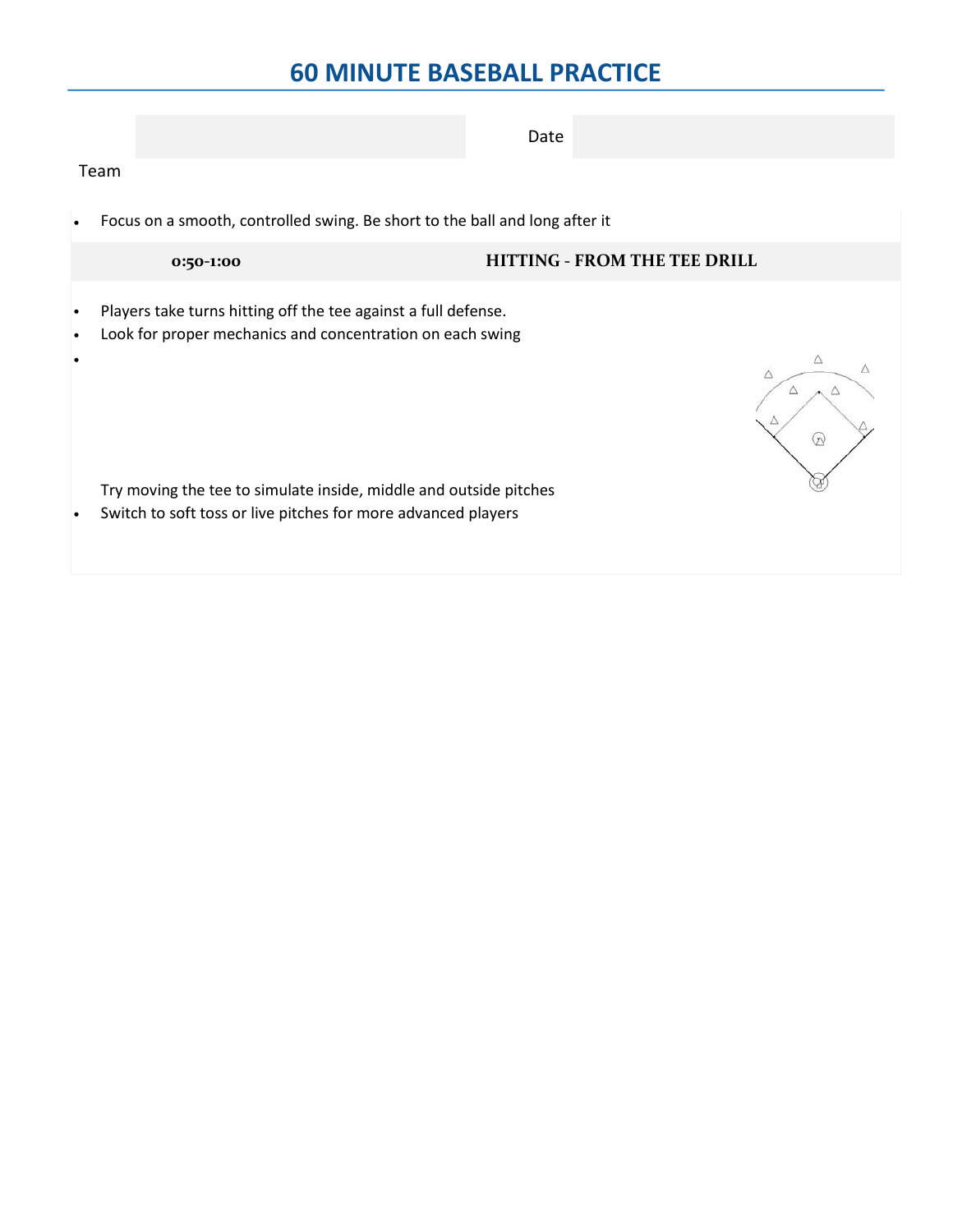# 60 MINUTE BASEBALL PRACTICE

| Team | | Date | |
|---|---|---|---|

- Focus on a smooth, controlled swing. Be short to the ball and long after it

| 0:50-1:00 | HITTING - FROM THE TEE DRILL |
|---|---|

- Players take turns hitting off the tee against a full defense.
- Look for proper mechanics and concentration on each swing
- Try moving the tee to simulate inside, middle and outside pitches
- Switch to soft toss or live pitches for more advanced players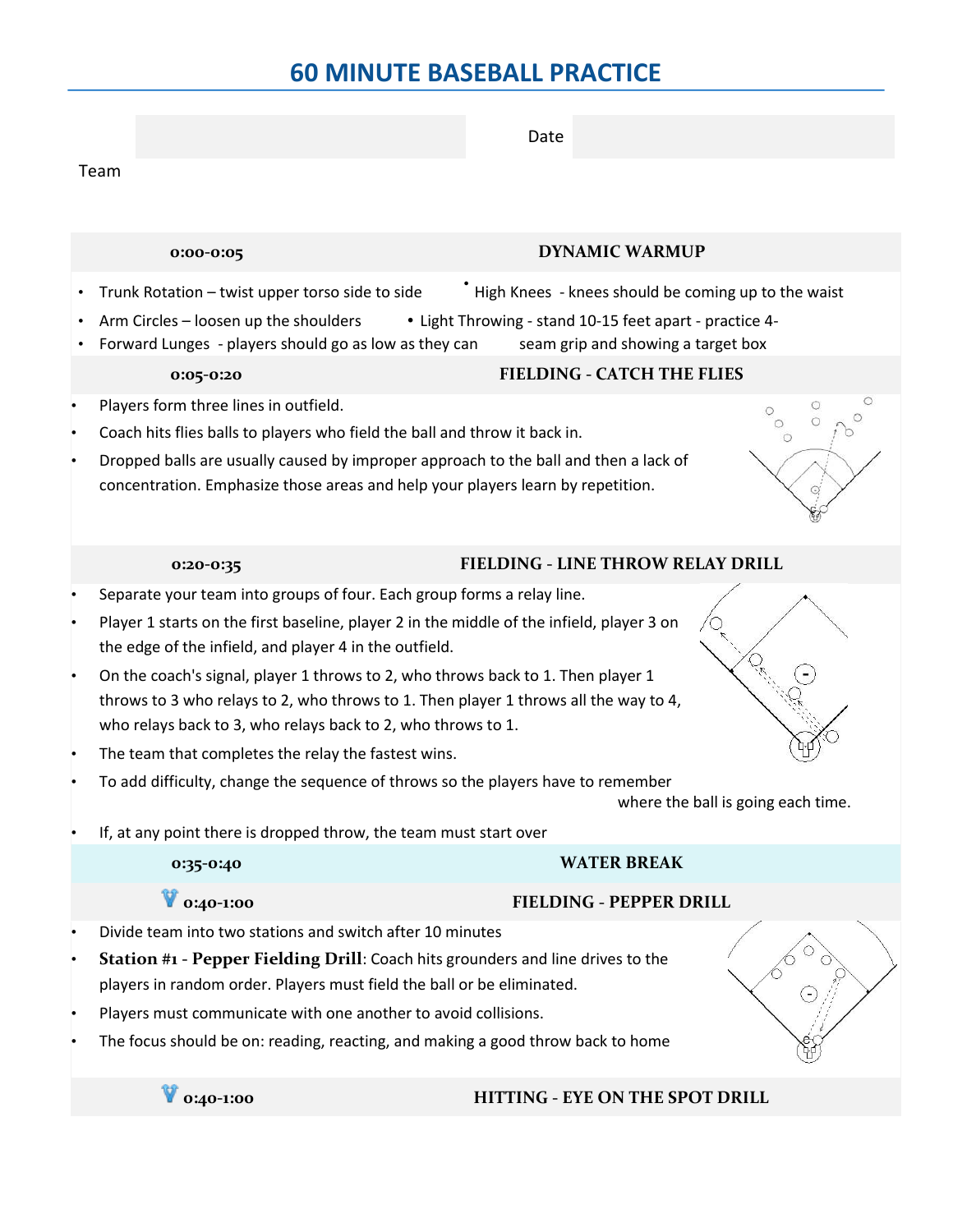# 60 MINUTE BASEBALL PRACTICE

Team

Date

## 0:00-0:05 DYNAMIC WARMUP

- Trunk Rotation – twist upper torso side to side
- Arm Circles – loosen up the shoulders
- Forward Lunges - players should go as low as they can
- High Knees - knees should be coming up to the waist
- Light Throwing - stand 10-15 feet apart - practice 4-seam grip and showing a target box

## 0:05-0:20 FIELDING - CATCH THE FLIES

- Players form three lines in outfield.
- Coach hits flies balls to players who field the ball and throw it back in.
- Dropped balls are usually caused by improper approach to the ball and then a lack of concentration. Emphasize those areas and help your players learn by repetition.

## 0:20-0:35 FIELDING - LINE THROW RELAY DRILL

- Separate your team into groups of four. Each group forms a relay line.
- Player 1 starts on the first baseline, player 2 in the middle of the infield, player 3 on the edge of the infield, and player 4 in the outfield.
- On the coach's signal, player 1 throws to 2, who throws back to 1. Then player 1 throws to 3 who relays to 2, who throws to 1. Then player 1 throws all the way to 4, who relays back to 3, who relays back to 2, who throws to 1.
- The team that completes the relay the fastest wins.
- To add difficulty, change the sequence of throws so the players have to remember where the ball is going each time.
- If, at any point there is dropped throw, the team must start over

## 0:35-0:40 WATER BREAK

## 0:40-1:00 FIELDING - PEPPER DRILL

- Divide team into two stations and switch after 10 minutes
- **Station #1 - Pepper Fielding Drill**: Coach hits grounders and line drives to the players in random order. Players must field the ball or be eliminated.
- Players must communicate with one another to avoid collisions.
- The focus should be on: reading, reacting, and making a good throw back to home

## 0:40-1:00 HITTING - EYE ON THE SPOT DRILL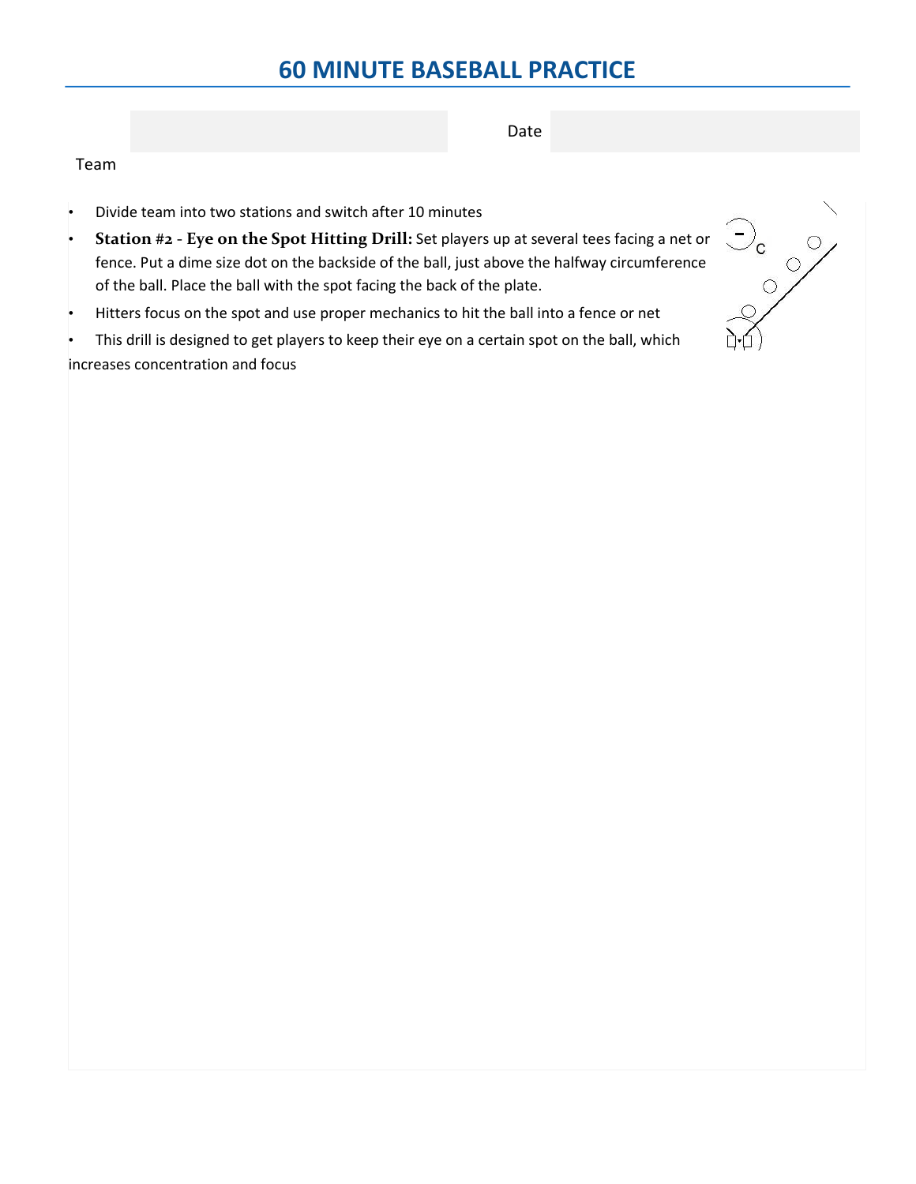# 60 MINUTE BASEBALL PRACTICE

Team | | Date |
--- | --- | --- | ---

- Divide team into two stations and switch after 10 minutes
- **Station #2 - Eye on the Spot Hitting Drill:** Set players up at several tees facing a net or fence. Put a dime size dot on the backside of the ball, just above the halfway circumference of the ball. Place the ball with the spot facing the back of the plate.
- Hitters focus on the spot and use proper mechanics to hit the ball into a fence or net
- This drill is designed to get players to keep their eye on a certain spot on the ball, which increases concentration and focus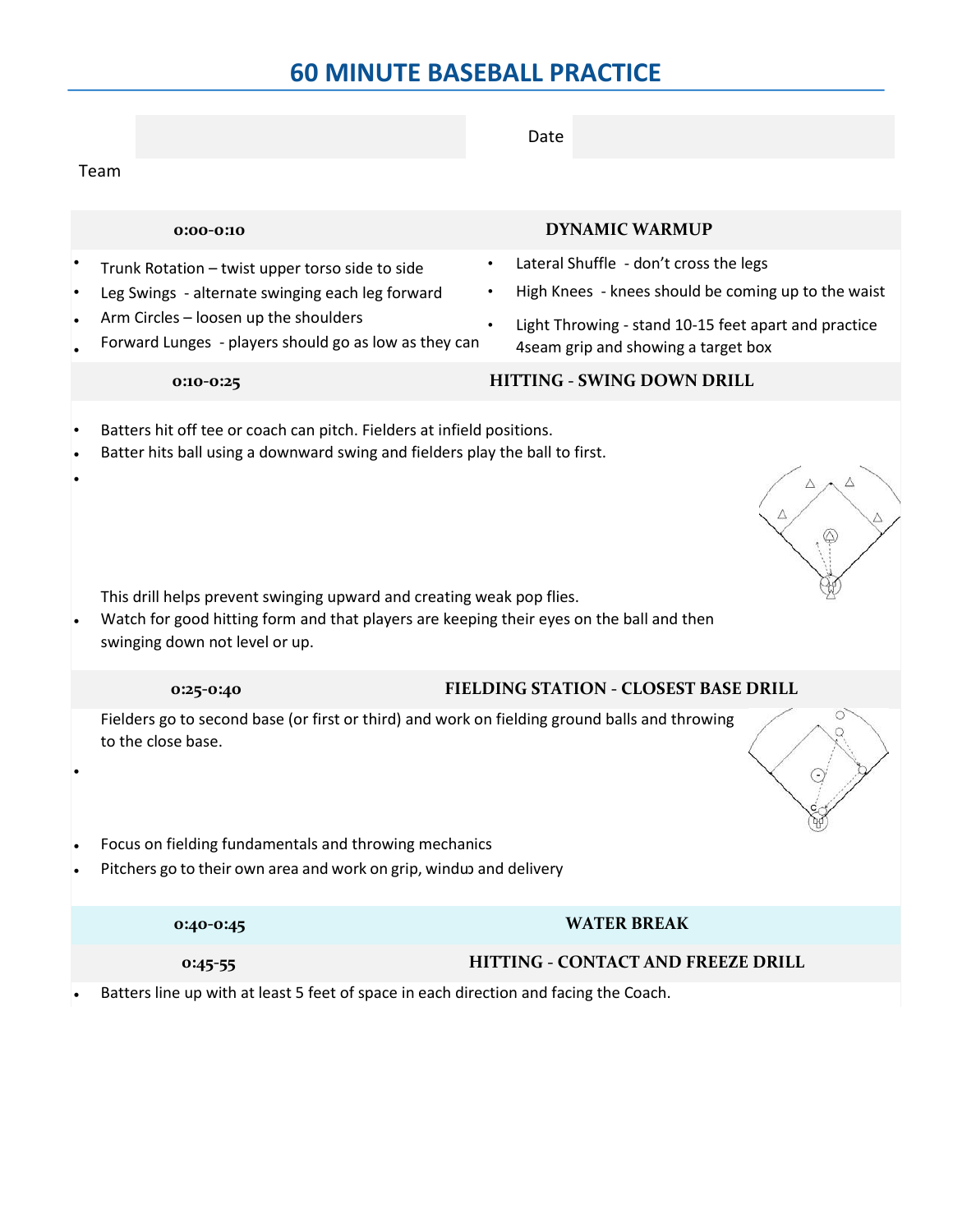# 60 MINUTE BASEBALL PRACTICE

Team

Date

## 0:00-0:10 DYNAMIC WARMUP

- Trunk Rotation – twist upper torso side to side
- Leg Swings - alternate swinging each leg forward
- Arm Circles – loosen up the shoulders
- Forward Lunges - players should go as low as they can
- Lateral Shuffle - don't cross the legs
- High Knees - knees should be coming up to the waist
- Light Throwing - stand 10-15 feet apart and practice 4seam grip and showing a target box

## 0:10-0:25 HITTING - SWING DOWN DRILL

- Batters hit off tee or coach can pitch. Fielders at infield positions.
- Batter hits ball using a downward swing and fielders play the ball to first.
- This drill helps prevent swinging upward and creating weak pop flies.
- Watch for good hitting form and that players are keeping their eyes on the ball and then swinging down not level or up.

## 0:25-0:40 FIELDING STATION - CLOSEST BASE DRILL

- Fielders go to second base (or first or third) and work on fielding ground balls and throwing to the close base.
- Focus on fielding fundamentals and throwing mechanics
- Pitchers go to their own area and work on grip, windup and delivery

## 0:40-0:45 WATER BREAK

## 0:45-55 HITTING - CONTACT AND FREEZE DRILL

- Batters line up with at least 5 feet of space in each direction and facing the Coach.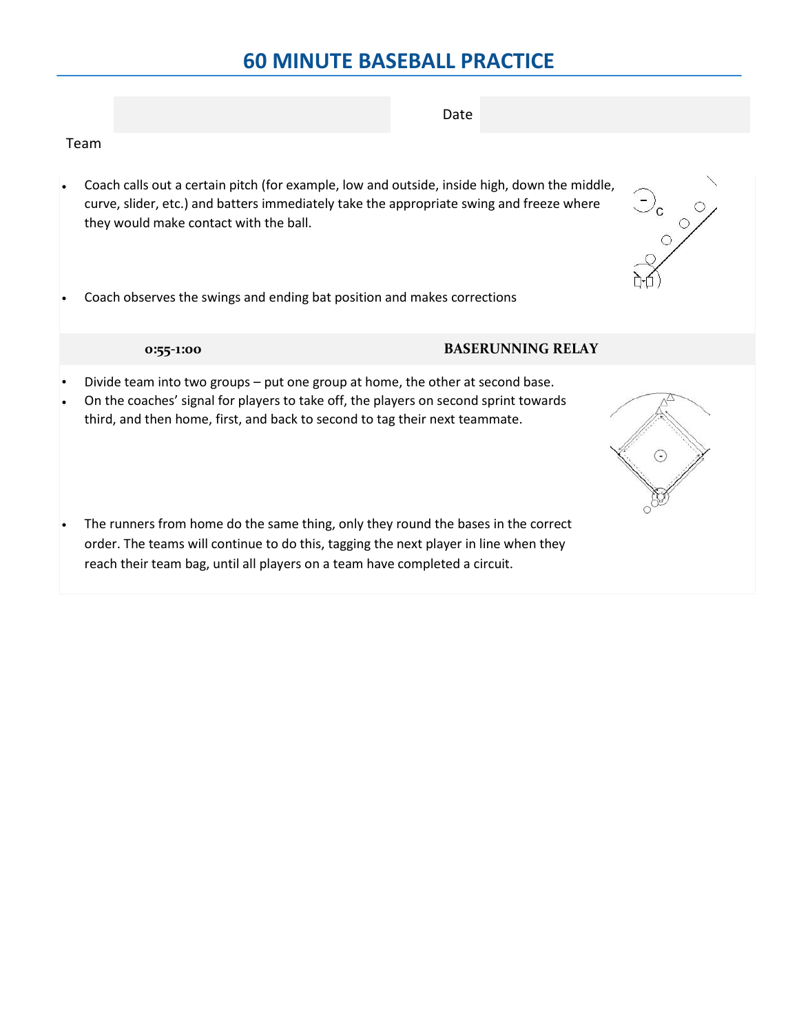# 60 MINUTE BASEBALL PRACTICE

| Team | | Date | |
|---|---|---|---|

- Coach calls out a certain pitch (for example, low and outside, inside high, down the middle, curve, slider, etc.) and batters immediately take the appropriate swing and freeze where they would make contact with the ball.
- Coach observes the swings and ending bat position and makes corrections

| 0:55-1:00 | BASERUNNING RELAY |
|---|---|

- Divide team into two groups – put one group at home, the other at second base.
- On the coaches' signal for players to take off, the players on second sprint towards third, and then home, first, and back to second to tag their next teammate.
- The runners from home do the same thing, only they round the bases in the correct order. The teams will continue to do this, tagging the next player in line when they reach their team bag, until all players on a team have completed a circuit.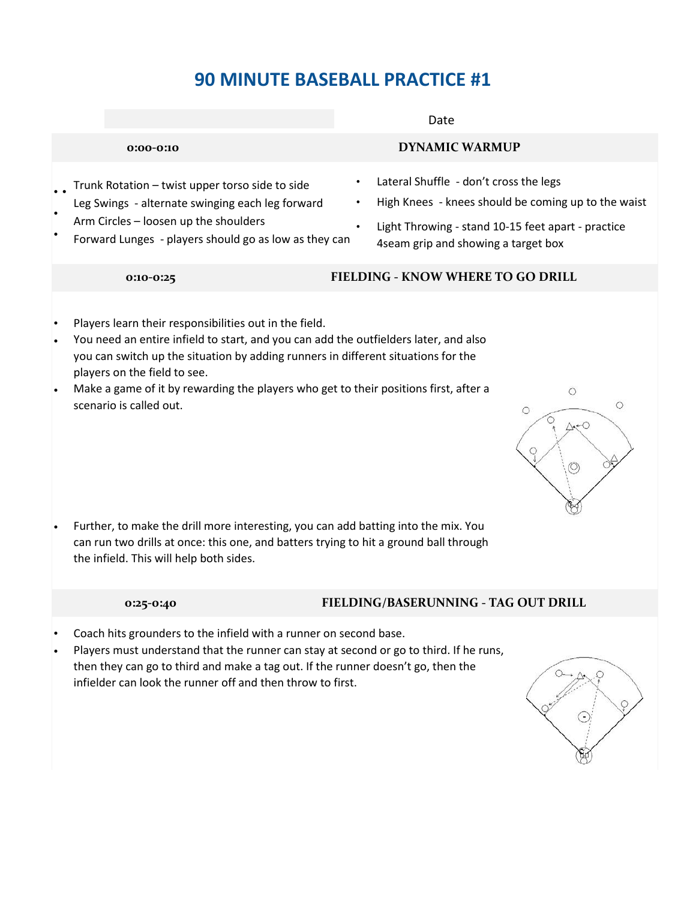# 90 MINUTE BASEBALL PRACTICE #1

Date

| 0:00-0:10 | DYNAMIC WARMUP |
|---|---|

- Trunk Rotation – twist upper torso side to side
- Leg Swings - alternate swinging each leg forward
- Arm Circles – loosen up the shoulders
- Forward Lunges - players should go as low as they can
- Lateral Shuffle - don't cross the legs
- High Knees - knees should be coming up to the waist
- Light Throwing - stand 10-15 feet apart - practice 4seam grip and showing a target box

| 0:10-0:25 | FIELDING - KNOW WHERE TO GO DRILL |
|---|---|

- Players learn their responsibilities out in the field.
- You need an entire infield to start, and you can add the outfielders later, and also you can switch up the situation by adding runners in different situations for the players on the field to see.
- Make a game of it by rewarding the players who get to their positions first, after a scenario is called out.
- Further, to make the drill more interesting, you can add batting into the mix. You can run two drills at once: this one, and batters trying to hit a ground ball through the infield. This will help both sides.

| 0:25-0:40 | FIELDING/BASERUNNING - TAG OUT DRILL |
|---|---|

- Coach hits grounders to the infield with a runner on second base.
- Players must understand that the runner can stay at second or go to third. If he runs, then they can go to third and make a tag out. If the runner doesn't go, then the infielder can look the runner off and then throw to first.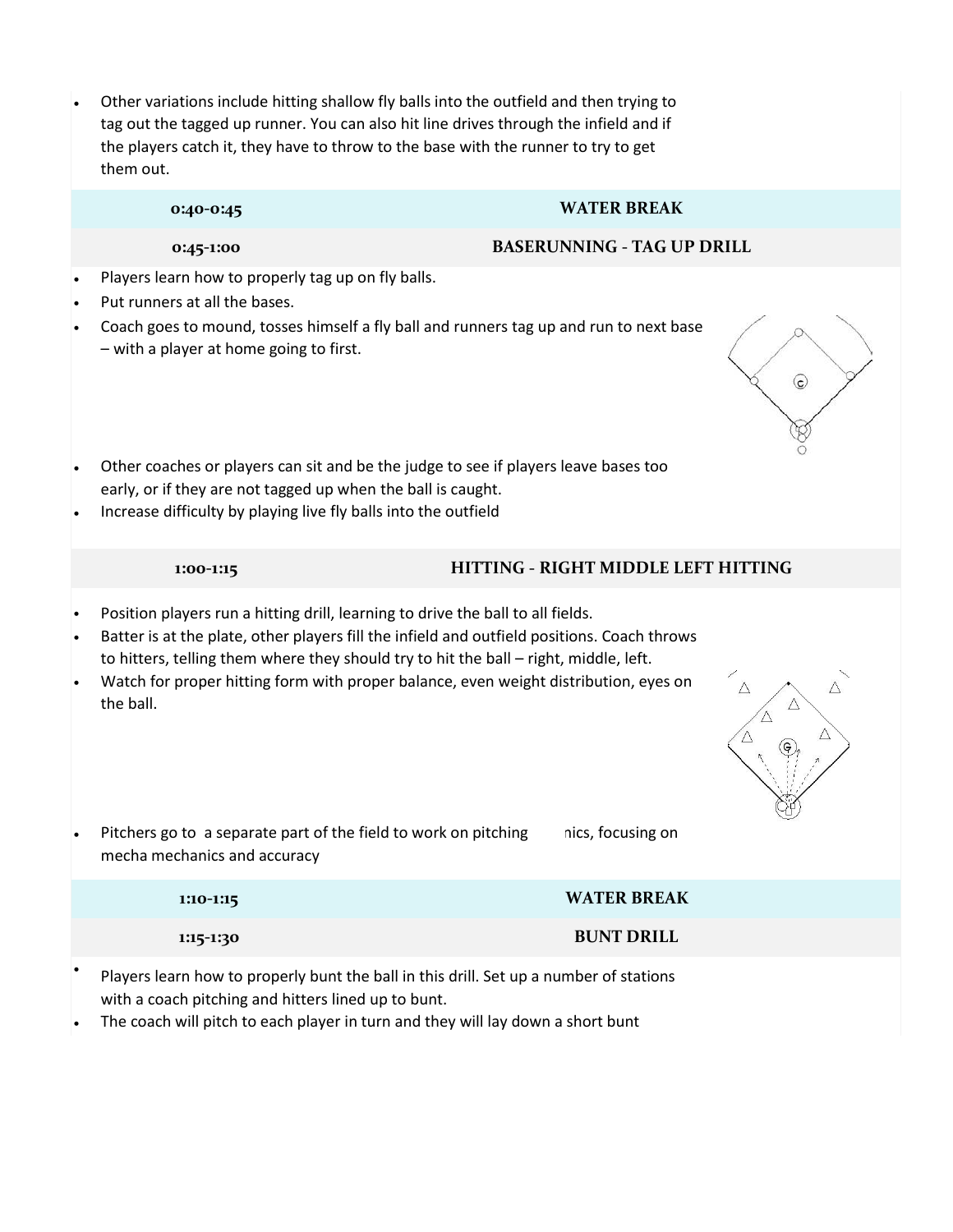- Other variations include hitting shallow fly balls into the outfield and then trying to tag out the tagged up runner. You can also hit line drives through the infield and if the players catch it, they have to throw to the base with the runner to try to get them out.

| 0:40-0:45 | WATER BREAK |
|---|---|
| 0:45-1:00 | BASERUNNING - TAG UP DRILL |

- Players learn how to properly tag up on fly balls.
- Put runners at all the bases.
- Coach goes to mound, tosses himself a fly ball and runners tag up and run to next base – with a player at home going to first.
- Other coaches or players can sit and be the judge to see if players leave bases too early, or if they are not tagged up when the ball is caught.
- Increase difficulty by playing live fly balls into the outfield

| 1:00-1:15 | HITTING - RIGHT MIDDLE LEFT HITTING |
|---|---|

- Position players run a hitting drill, learning to drive the ball to all fields.
- Batter is at the plate, other players fill the infield and outfield positions. Coach throws to hitters, telling them where they should try to hit the ball – right, middle, left.
- Watch for proper hitting form with proper balance, even weight distribution, eyes on the ball.
- Pitchers go to a separate part of the field to work on pitching nics, focusing on mecha mechanics and accuracy

| 1:10-1:15 | WATER BREAK |
|---|---|
| 1:15-1:30 | BUNT DRILL |

- Players learn how to properly bunt the ball in this drill. Set up a number of stations with a coach pitching and hitters lined up to bunt.
- The coach will pitch to each player in turn and they will lay down a short bunt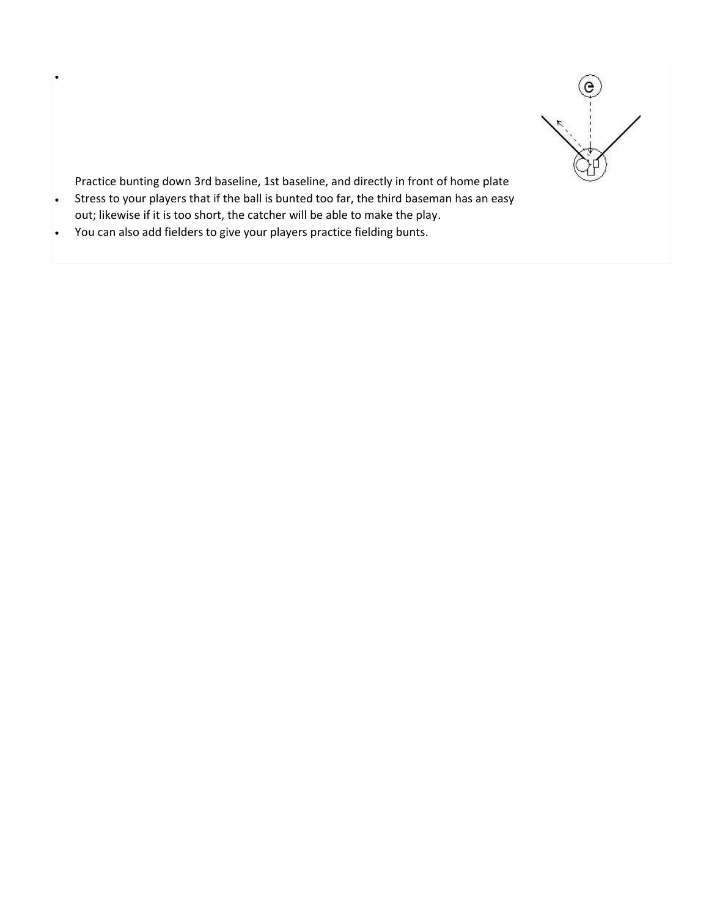- Practice bunting down 3rd baseline, 1st baseline, and directly in front of home plate
- Stress to your players that if the ball is bunted too far, the third baseman has an easy out; likewise if it is too short, the catcher will be able to make the play.
- You can also add fielders to give your players practice fielding bunts.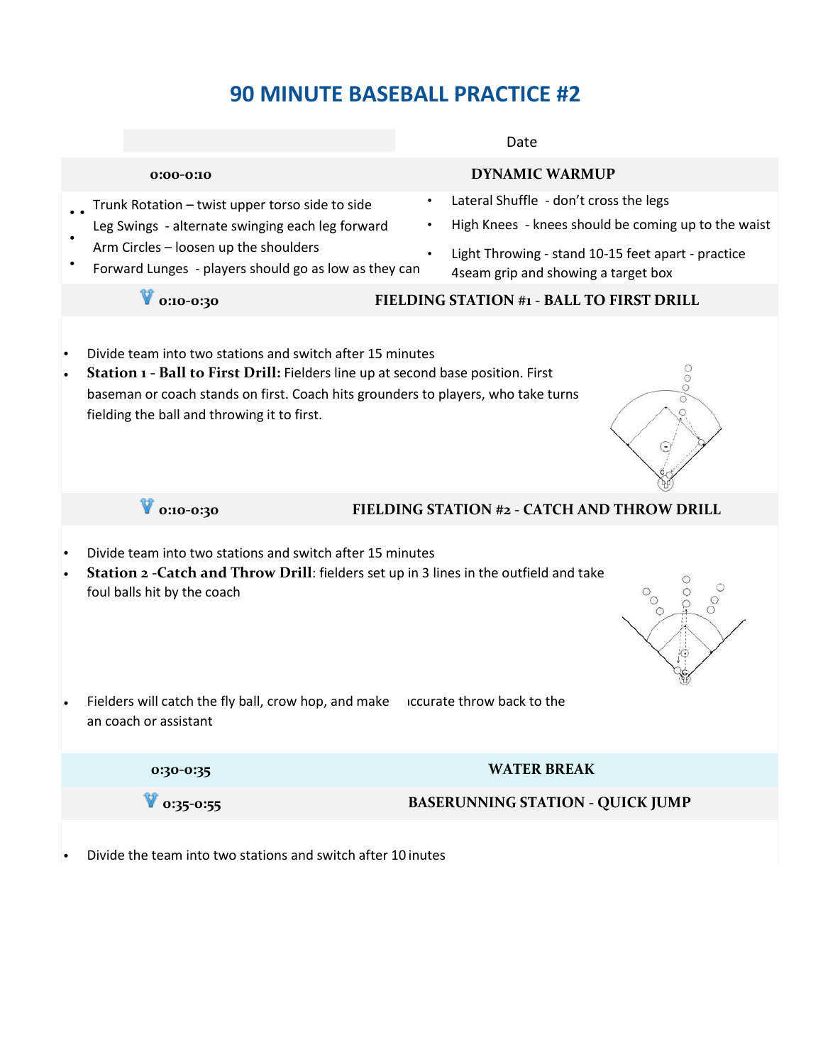# 90 MINUTE BASEBALL PRACTICE #2

Date

| 0:00-0:10 | DYNAMIC WARMUP |
|---|---|

- Trunk Rotation – twist upper torso side to side
- Leg Swings - alternate swinging each leg forward
- Arm Circles – loosen up the shoulders
- Forward Lunges - players should go as low as they can
- Lateral Shuffle - don't cross the legs
- High Knees - knees should be coming up to the waist
- Light Throwing - stand 10-15 feet apart - practice 4seam grip and showing a target box

| 0:10-0:30 | FIELDING STATION #1 - BALL TO FIRST DRILL |
|---|---|

- Divide team into two stations and switch after 15 minutes
- **Station 1 - Ball to First Drill:** Fielders line up at second base position. First baseman or coach stands on first. Coach hits grounders to players, who take turns fielding the ball and throwing it to first.

| 0:10-0:30 | FIELDING STATION #2 - CATCH AND THROW DRILL |
|---|---|

- Divide team into two stations and switch after 15 minutes
- **Station 2 -Catch and Throw Drill**: fielders set up in 3 lines in the outfield and take foul balls hit by the coach
- Fielders will catch the fly ball, crow hop, and make an ıccurate throw back to the coach or assistant

| 0:30-0:35 | WATER BREAK |
|---|---|
| 0:35-0:55 | BASERUNNING STATION - QUICK JUMP |

- Divide the team into two stations and switch after 10 inutes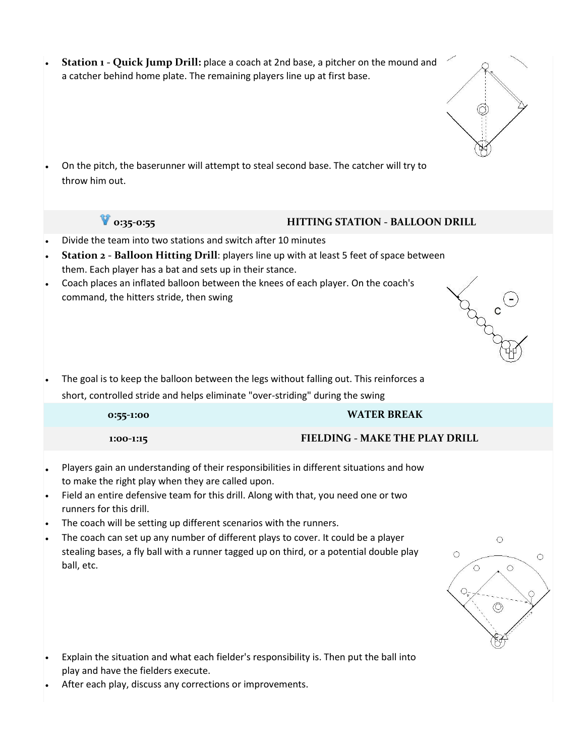- **Station 1 - Quick Jump Drill:** place a coach at 2nd base, a pitcher on the mound and a catcher behind home plate. The remaining players line up at first base.
- On the pitch, the baserunner will attempt to steal second base. The catcher will try to throw him out.

| 0:35-0:55 | HITTING STATION - BALLOON DRILL |
|---|---|

- Divide the team into two stations and switch after 10 minutes
- **Station 2 - Balloon Hitting Drill**: players line up with at least 5 feet of space between them. Each player has a bat and sets up in their stance.
- Coach places an inflated balloon between the knees of each player. On the coach's command, the hitters stride, then swing
- The goal is to keep the balloon between the legs without falling out. This reinforces a short, controlled stride and helps eliminate "over-striding" during the swing

| 0:55-1:00 | WATER BREAK |
|---|---|
| 1:00-1:15 | FIELDING - MAKE THE PLAY DRILL |

- Players gain an understanding of their responsibilities in different situations and how to make the right play when they are called upon.
- Field an entire defensive team for this drill. Along with that, you need one or two runners for this drill.
- The coach will be setting up different scenarios with the runners.
- The coach can set up any number of different plays to cover. It could be a player stealing bases, a fly ball with a runner tagged up on third, or a potential double play ball, etc.
- Explain the situation and what each fielder's responsibility is. Then put the ball into play and have the fielders execute.
- After each play, discuss any corrections or improvements.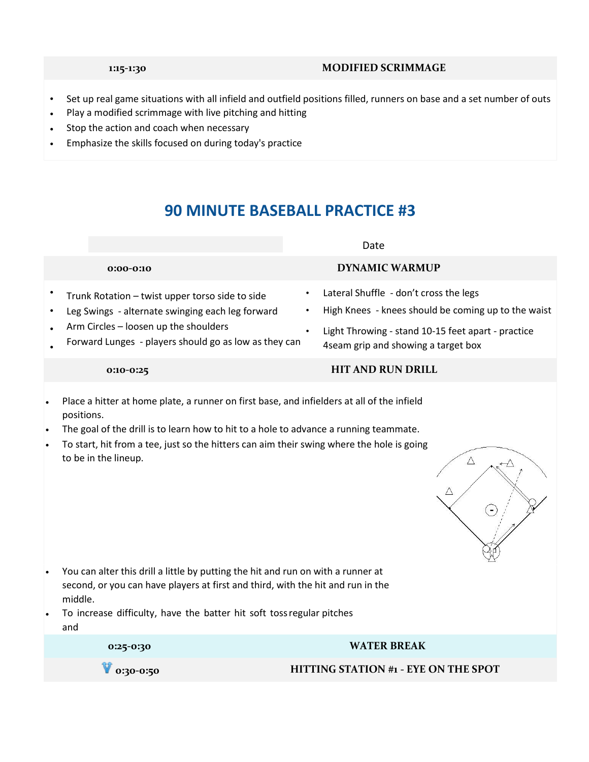| 1:15-1:30 | MODIFIED SCRIMMAGE |
|---|---|

- Set up real game situations with all infield and outfield positions filled, runners on base and a set number of outs
- Play a modified scrimmage with live pitching and hitting
- Stop the action and coach when necessary
- Emphasize the skills focused on during today's practice

# 90 MINUTE BASEBALL PRACTICE #3

Date

| 0:00-0:10 | DYNAMIC WARMUP |
|---|---|

- Trunk Rotation – twist upper torso side to side
- Leg Swings - alternate swinging each leg forward
- Arm Circles – loosen up the shoulders
- Forward Lunges - players should go as low as they can
- Lateral Shuffle - don't cross the legs
- High Knees - knees should be coming up to the waist
- Light Throwing - stand 10-15 feet apart - practice 4seam grip and showing a target box

| 0:10-0:25 | HIT AND RUN DRILL |
|---|---|

- Place a hitter at home plate, a runner on first base, and infielders at all of the infield positions.
- The goal of the drill is to learn how to hit to a hole to advance a running teammate.
- To start, hit from a tee, just so the hitters can aim their swing where the hole is going to be in the lineup.
- You can alter this drill a little by putting the hit and run on with a runner at second, or you can have players at first and third, with the hit and run in the middle.
- To increase difficulty, have the batter hit soft toss regular pitches and

| 0:25-0:30 | WATER BREAK |
|---|---|

| 0:30-0:50 | HITTING STATION #1 - EYE ON THE SPOT |
|---|---|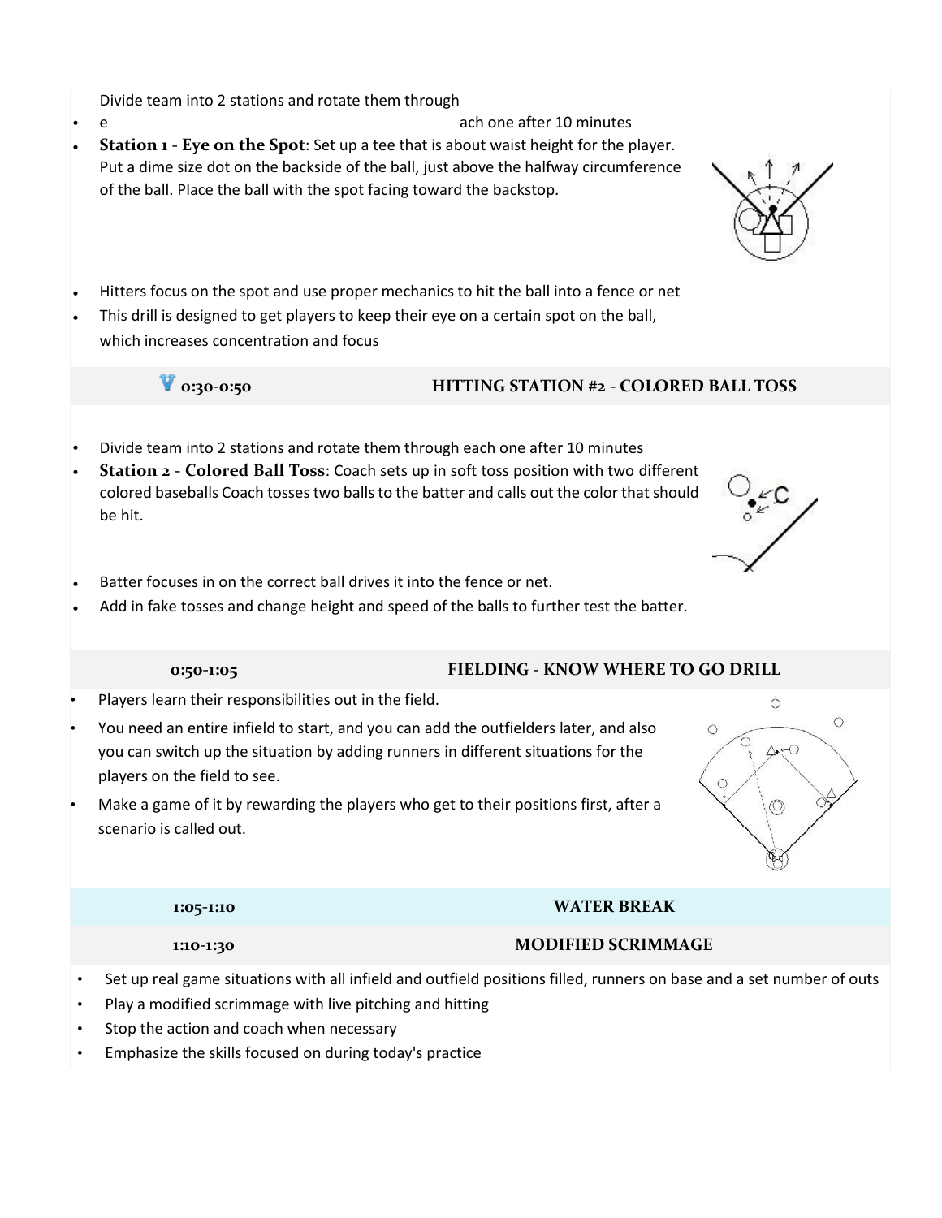- Divide team into 2 stations and rotate them through each one after 10 minutes
- **Station 1 - Eye on the Spot**: Set up a tee that is about waist height for the player. Put a dime size dot on the backside of the ball, just above the halfway circumference of the ball. Place the ball with the spot facing toward the backstop.
- Hitters focus on the spot and use proper mechanics to hit the ball into a fence or net
- This drill is designed to get players to keep their eye on a certain spot on the ball, which increases concentration and focus

| **0:30-0:50** | **HITTING STATION #2 - COLORED BALL TOSS** |
|---|---|

- Divide team into 2 stations and rotate them through each one after 10 minutes
- **Station 2 - Colored Ball Toss**: Coach sets up in soft toss position with two different colored baseballs Coach tosses two balls to the batter and calls out the color that should be hit.
- Batter focuses in on the correct ball drives it into the fence or net.
- Add in fake tosses and change height and speed of the balls to further test the batter.

| **0:50-1:05** | **FIELDING - KNOW WHERE TO GO DRILL** |
|---|---|

- Players learn their responsibilities out in the field.
- You need an entire infield to start, and you can add the outfielders later, and also you can switch up the situation by adding runners in different situations for the players on the field to see.
- Make a game of it by rewarding the players who get to their positions first, after a scenario is called out.

| **1:05-1:10** | **WATER BREAK** |
|---|---|
| **1:10-1:30** | **MODIFIED SCRIMMAGE** |

- Set up real game situations with all infield and outfield positions filled, runners on base and a set number of outs
- Play a modified scrimmage with live pitching and hitting
- Stop the action and coach when necessary
- Emphasize the skills focused on during today's practice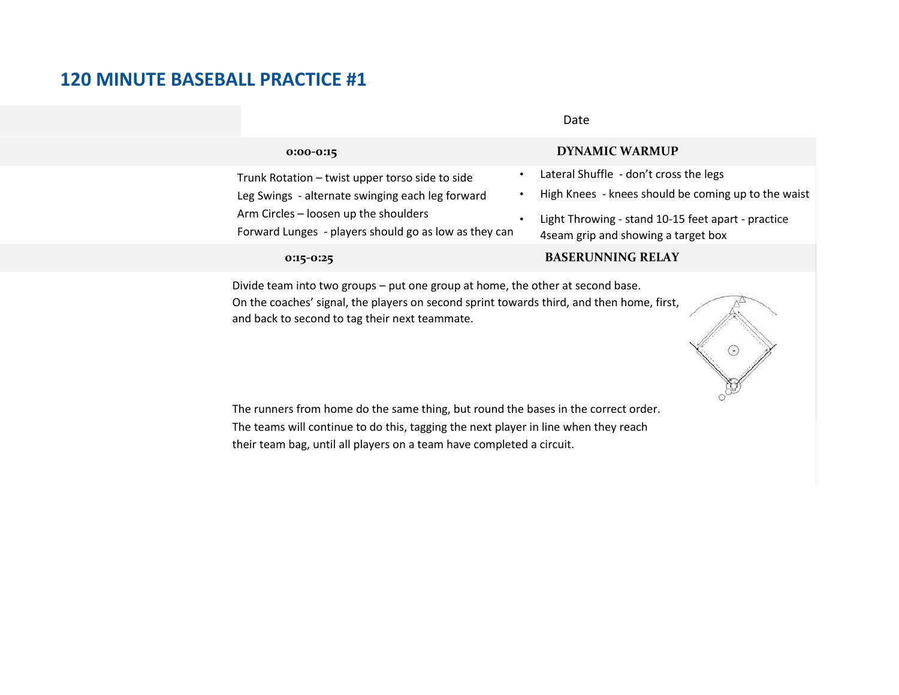# 120 MINUTE BASEBALL PRACTICE #1

Date

| 0:00-0:15 | DYNAMIC WARMUP |
|---|---|

Trunk Rotation – twist upper torso side to side

Leg Swings - alternate swinging each leg forward

Arm Circles – loosen up the shoulders

Forward Lunges - players should go as low as they can

- Lateral Shuffle - don't cross the legs
- High Knees - knees should be coming up to the waist
- Light Throwing - stand 10-15 feet apart - practice 4seam grip and showing a target box

| 0:15-0:25 | BASERUNNING RELAY |
|---|---|

Divide team into two groups – put one group at home, the other at second base.
On the coaches' signal, the players on second sprint towards third, and then home, first, and back to second to tag their next teammate.

The runners from home do the same thing, but round the bases in the correct order.
The teams will continue to do this, tagging the next player in line when they reach their team bag, until all players on a team have completed a circuit.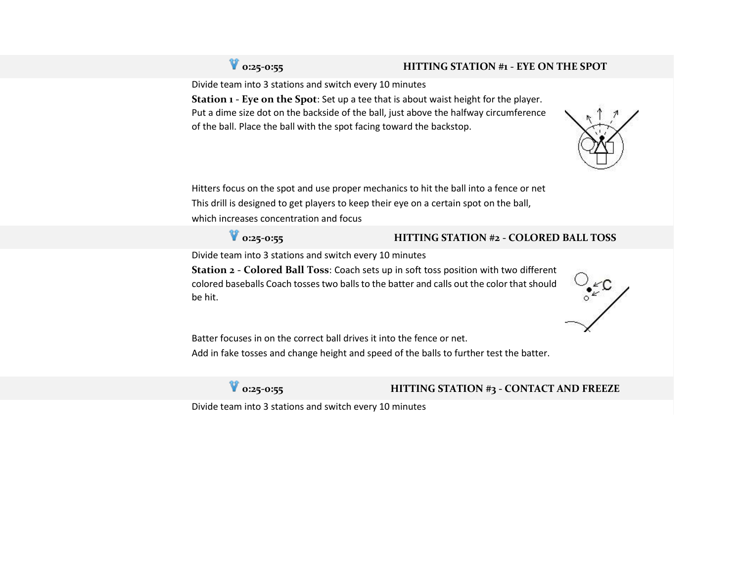## 0:25-0:55 HITTING STATION #1 - EYE ON THE SPOT

Divide team into 3 stations and switch every 10 minutes

**Station 1 - Eye on the Spot**: Set up a tee that is about waist height for the player. Put a dime size dot on the backside of the ball, just above the halfway circumference of the ball. Place the ball with the spot facing toward the backstop.

Hitters focus on the spot and use proper mechanics to hit the ball into a fence or net

This drill is designed to get players to keep their eye on a certain spot on the ball, which increases concentration and focus

## 0:25-0:55 HITTING STATION #2 - COLORED BALL TOSS

Divide team into 3 stations and switch every 10 minutes

**Station 2 - Colored Ball Toss**: Coach sets up in soft toss position with two different colored baseballs Coach tosses two balls to the batter and calls out the color that should be hit.

Batter focuses in on the correct ball drives it into the fence or net.

Add in fake tosses and change height and speed of the balls to further test the batter.

## 0:25-0:55 HITTING STATION #3 - CONTACT AND FREEZE

Divide team into 3 stations and switch every 10 minutes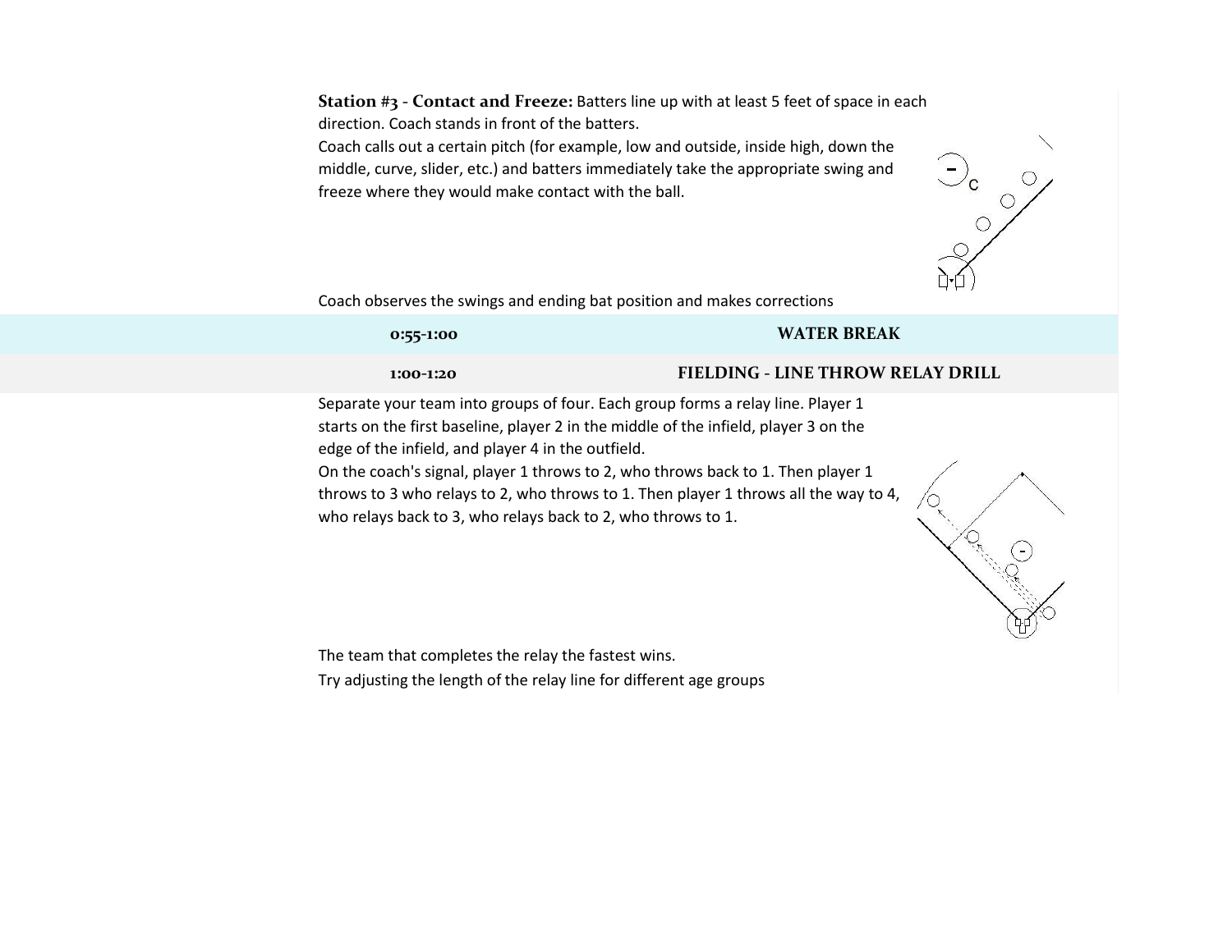**Station #3 - Contact and Freeze:** Batters line up with at least 5 feet of space in each direction. Coach stands in front of the batters.

Coach calls out a certain pitch (for example, low and outside, inside high, down the middle, curve, slider, etc.) and batters immediately take the appropriate swing and freeze where they would make contact with the ball.

Coach observes the swings and ending bat position and makes corrections

| 0:55-1:00 | WATER BREAK |
|---|---|
| 1:00-1:20 | FIELDING - LINE THROW RELAY DRILL |

Separate your team into groups of four. Each group forms a relay line. Player 1 starts on the first baseline, player 2 in the middle of the infield, player 3 on the edge of the infield, and player 4 in the outfield.

On the coach's signal, player 1 throws to 2, who throws back to 1. Then player 1 throws to 3 who relays to 2, who throws to 1. Then player 1 throws all the way to 4, who relays back to 3, who relays back to 2, who throws to 1.

The team that completes the relay the fastest wins.

Try adjusting the length of the relay line for different age groups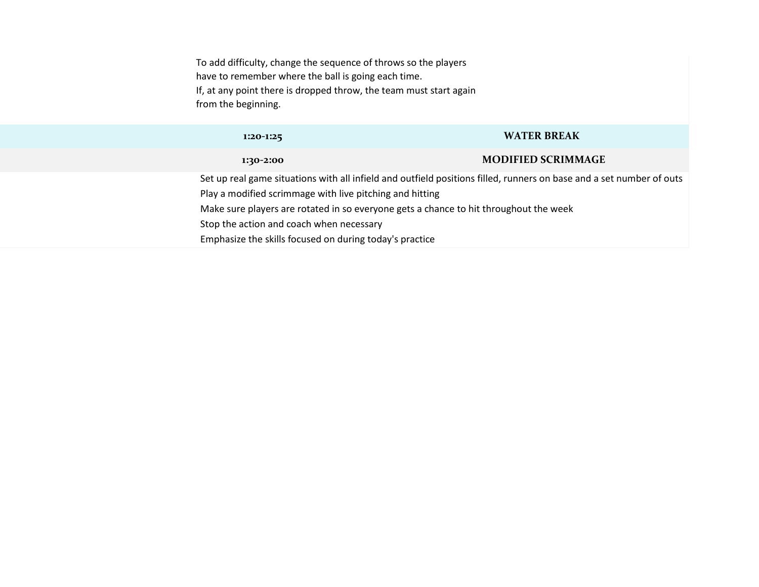To add difficulty, change the sequence of throws so the players have to remember where the ball is going each time.
If, at any point there is dropped throw, the team must start again from the beginning.

| 1:20-1:25 | WATER BREAK |
| --- | --- |
| 1:30-2:00 | MODIFIED SCRIMMAGE |

Set up real game situations with all infield and outfield positions filled, runners on base and a set number of outs
Play a modified scrimmage with live pitching and hitting
Make sure players are rotated in so everyone gets a chance to hit throughout the week
Stop the action and coach when necessary
Emphasize the skills focused on during today's practice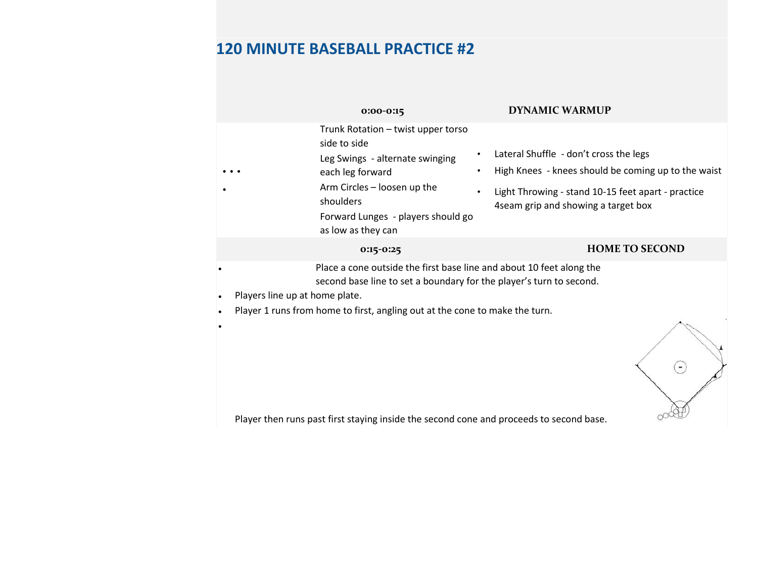# 120 MINUTE BASEBALL PRACTICE #2

## 0:00-0:15 DYNAMIC WARMUP

- Trunk Rotation – twist upper torso side to side
- Leg Swings - alternate swinging each leg forward
- Arm Circles – loosen up the shoulders
- Forward Lunges - players should go as low as they can
- Lateral Shuffle - don't cross the legs
- High Knees - knees should be coming up to the waist
- Light Throwing - stand 10-15 feet apart - practice 4seam grip and showing a target box

## 0:15-0:25 HOME TO SECOND

- Place a cone outside the first base line and about 10 feet along the second base line to set a boundary for the player's turn to second.
- Players line up at home plate.
- Player 1 runs from home to first, angling out at the cone to make the turn.
- Player then runs past first staying inside the second cone and proceeds to second base.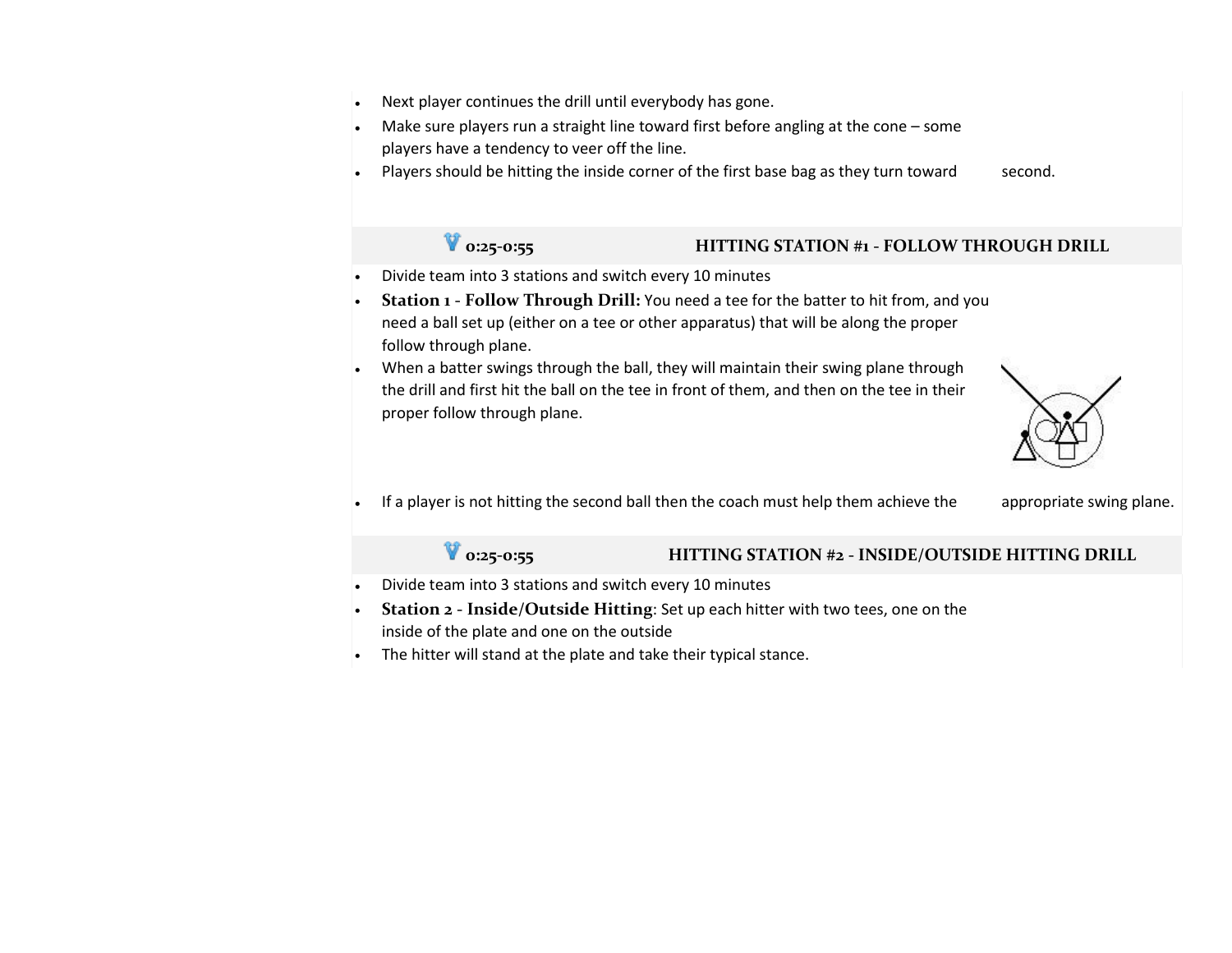- Next player continues the drill until everybody has gone.
- Make sure players run a straight line toward first before angling at the cone – some players have a tendency to veer off the line.
- Players should be hitting the inside corner of the first base bag as they turn toward second.

### 0:25-0:55 HITTING STATION #1 - FOLLOW THROUGH DRILL

- Divide team into 3 stations and switch every 10 minutes
- **Station 1 - Follow Through Drill:** You need a tee for the batter to hit from, and you need a ball set up (either on a tee or other apparatus) that will be along the proper follow through plane.
- When a batter swings through the ball, they will maintain their swing plane through the drill and first hit the ball on the tee in front of them, and then on the tee in their proper follow through plane.
- If a player is not hitting the second ball then the coach must help them achieve the appropriate swing plane.

### 0:25-0:55 HITTING STATION #2 - INSIDE/OUTSIDE HITTING DRILL

- Divide team into 3 stations and switch every 10 minutes
- **Station 2 - Inside/Outside Hitting**: Set up each hitter with two tees, one on the inside of the plate and one on the outside
- The hitter will stand at the plate and take their typical stance.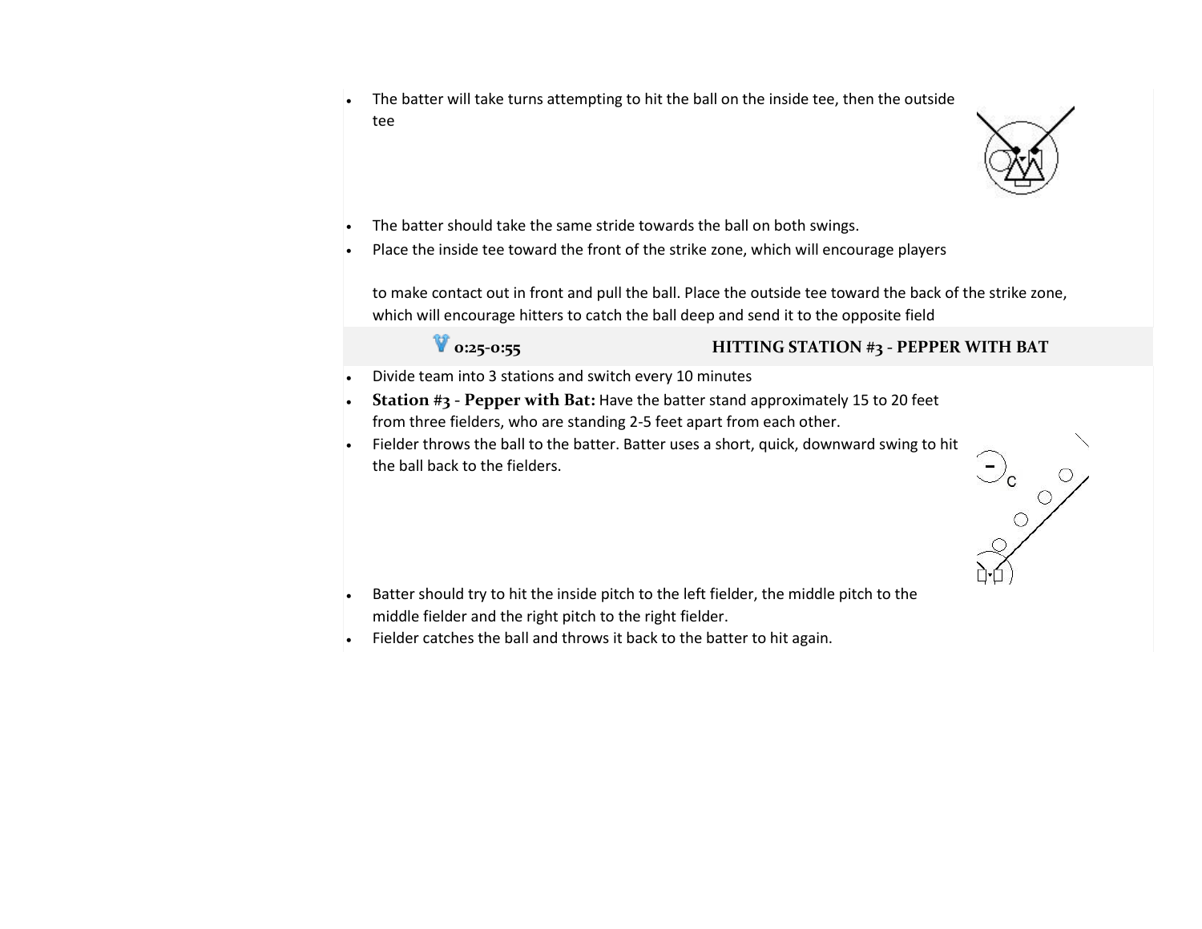- The batter will take turns attempting to hit the ball on the inside tee, then the outside tee
- The batter should take the same stride towards the ball on both swings.
- Place the inside tee toward the front of the strike zone, which will encourage players

  to make contact out in front and pull the ball. Place the outside tee toward the back of the strike zone, which will encourage hitters to catch the ball deep and send it to the opposite field

| 0:25-0:55 | HITTING STATION #3 - PEPPER WITH BAT |
|---|---|

- Divide team into 3 stations and switch every 10 minutes
- **Station #3 - Pepper with Bat:** Have the batter stand approximately 15 to 20 feet from three fielders, who are standing 2-5 feet apart from each other.
- Fielder throws the ball to the batter. Batter uses a short, quick, downward swing to hit the ball back to the fielders.
- Batter should try to hit the inside pitch to the left fielder, the middle pitch to the middle fielder and the right pitch to the right fielder.
- Fielder catches the ball and throws it back to the batter to hit again.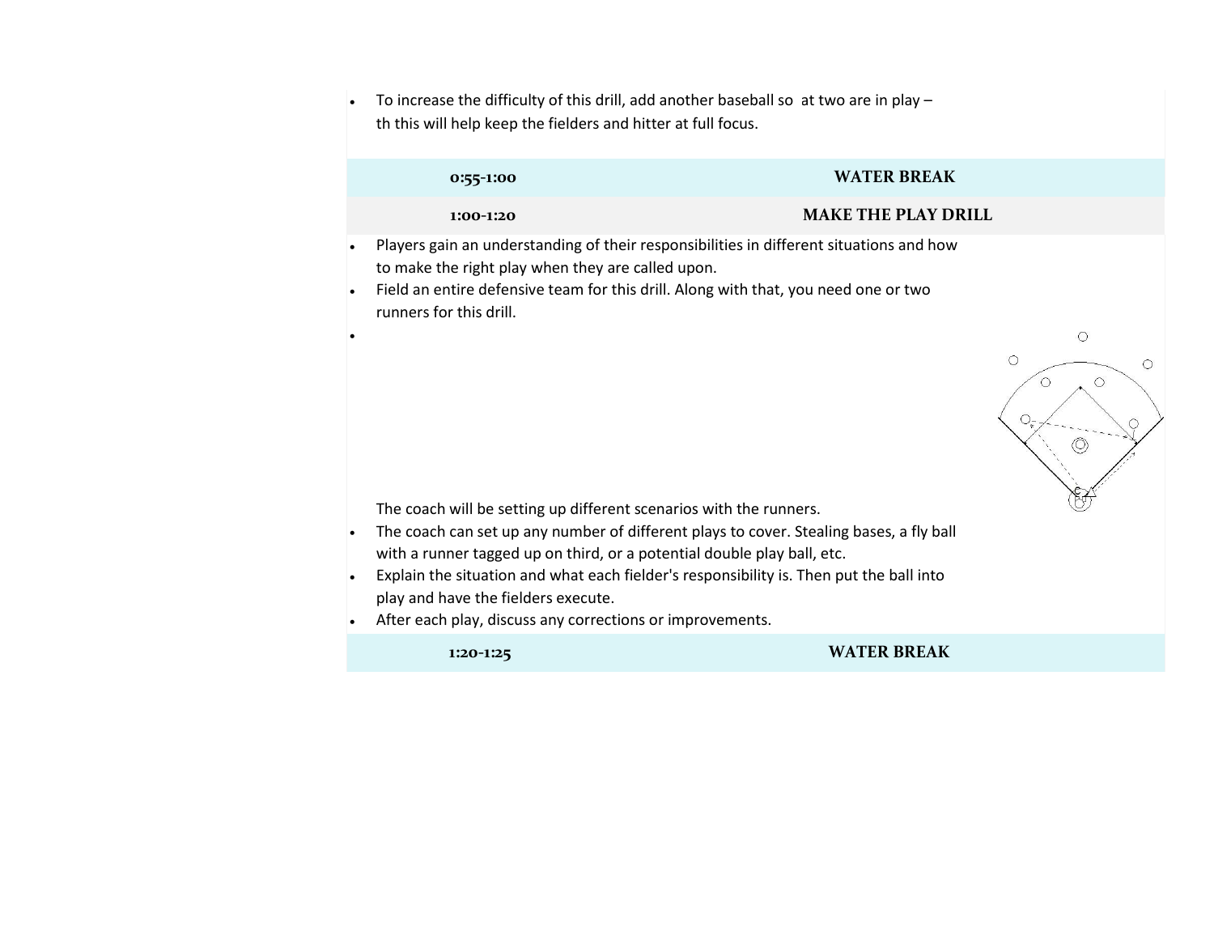- To increase the difficulty of this drill, add another baseball so at two are in play – th this will help keep the fielders and hitter at full focus.

| 0:55-1:00 | WATER BREAK |
|---|---|
| 1:00-1:20 | MAKE THE PLAY DRILL |

- Players gain an understanding of their responsibilities in different situations and how to make the right play when they are called upon.
- Field an entire defensive team for this drill. Along with that, you need one or two runners for this drill.
- The coach will be setting up different scenarios with the runners.
- The coach can set up any number of different plays to cover. Stealing bases, a fly ball with a runner tagged up on third, or a potential double play ball, etc.
- Explain the situation and what each fielder's responsibility is. Then put the ball into play and have the fielders execute.
- After each play, discuss any corrections or improvements.

| 1:20-1:25 | WATER BREAK |
|---|---|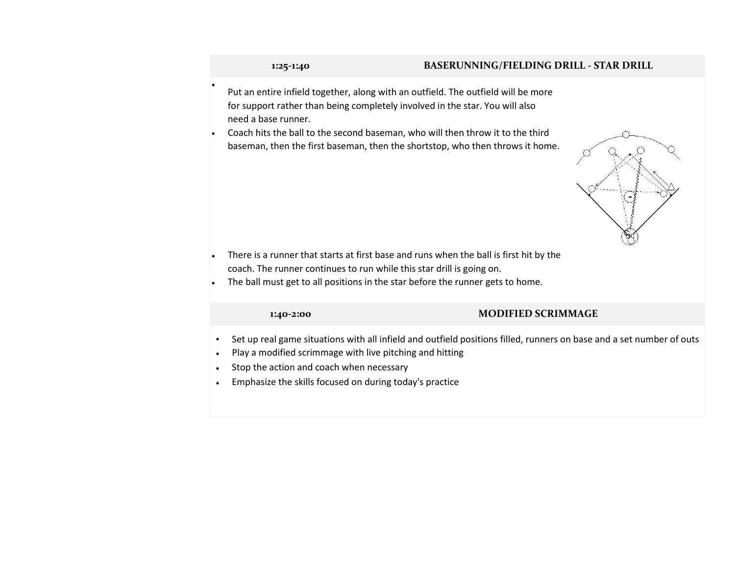## 1:25-1:40 BASERUNNING/FIELDING DRILL - STAR DRILL

- Put an entire infield together, along with an outfield. The outfield will be more for support rather than being completely involved in the star. You will also need a base runner.
- Coach hits the ball to the second baseman, who will then throw it to the third baseman, then the first baseman, then the shortstop, who then throws it home.
- There is a runner that starts at first base and runs when the ball is first hit by the coach. The runner continues to run while this star drill is going on.
- The ball must get to all positions in the star before the runner gets to home.

## 1:40-2:00 MODIFIED SCRIMMAGE

- Set up real game situations with all infield and outfield positions filled, runners on base and a set number of outs
- Play a modified scrimmage with live pitching and hitting
- Stop the action and coach when necessary
- Emphasize the skills focused on during today's practice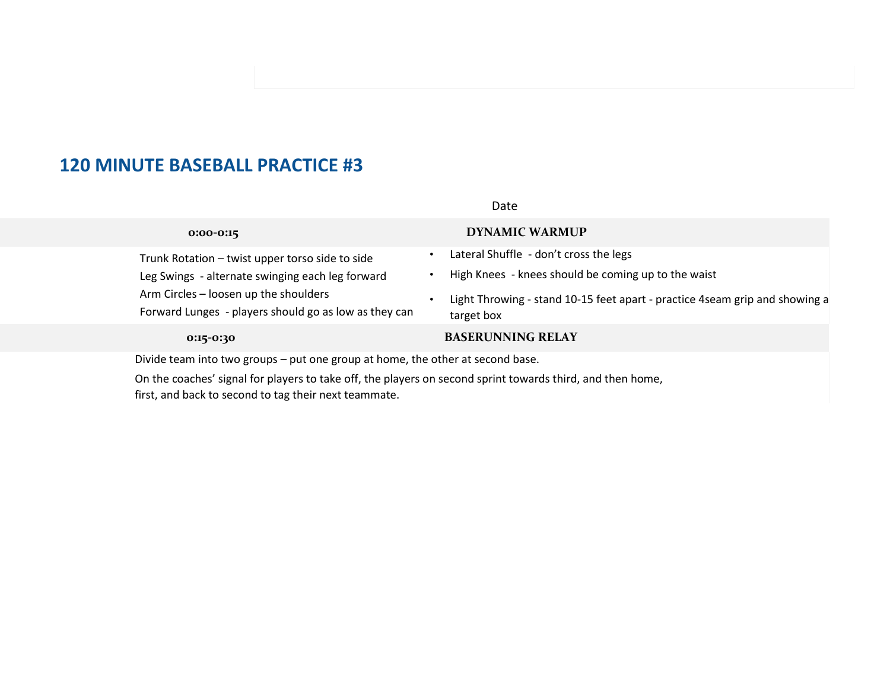# 120 MINUTE BASEBALL PRACTICE #3

Date

**0:00-0:15** **DYNAMIC WARMUP**

Trunk Rotation – twist upper torso side to side

Leg Swings - alternate swinging each leg forward

Arm Circles – loosen up the shoulders

Forward Lunges - players should go as low as they can

- Lateral Shuffle - don't cross the legs
- High Knees - knees should be coming up to the waist
- Light Throwing - stand 10-15 feet apart - practice 4seam grip and showing a target box

**0:15-0:30** **BASERUNNING RELAY**

Divide team into two groups – put one group at home, the other at second base.

On the coaches' signal for players to take off, the players on second sprint towards third, and then home, first, and back to second to tag their next teammate.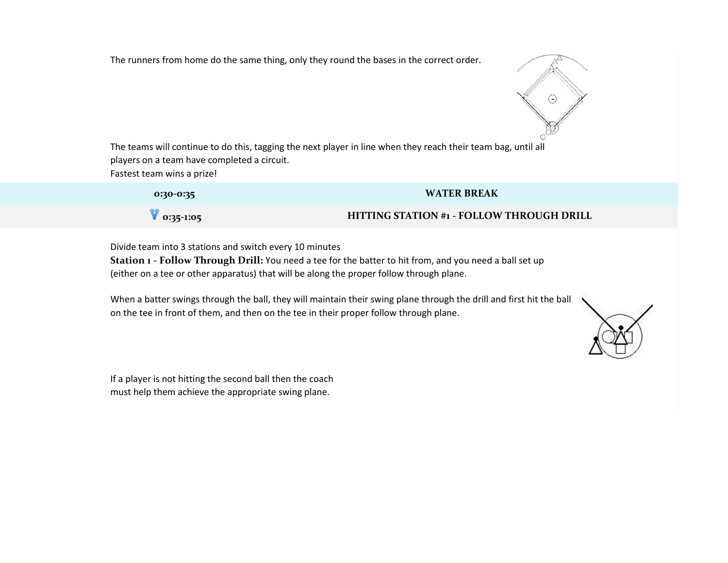The runners from home do the same thing, only they round the bases in the correct order.

The teams will continue to do this, tagging the next player in line when they reach their team bag, until all players on a team have completed a circuit.
Fastest team wins a prize!

| 0:30-0:35 | WATER BREAK |
|---|---|
| 0:35-1:05 | HITTING STATION #1 - FOLLOW THROUGH DRILL |

Divide team into 3 stations and switch every 10 minutes
**Station 1 - Follow Through Drill:** You need a tee for the batter to hit from, and you need a ball set up (either on a tee or other apparatus) that will be along the proper follow through plane.

When a batter swings through the ball, they will maintain their swing plane through the drill and first hit the ball on the tee in front of them, and then on the tee in their proper follow through plane.

If a player is not hitting the second ball then the coach must help them achieve the appropriate swing plane.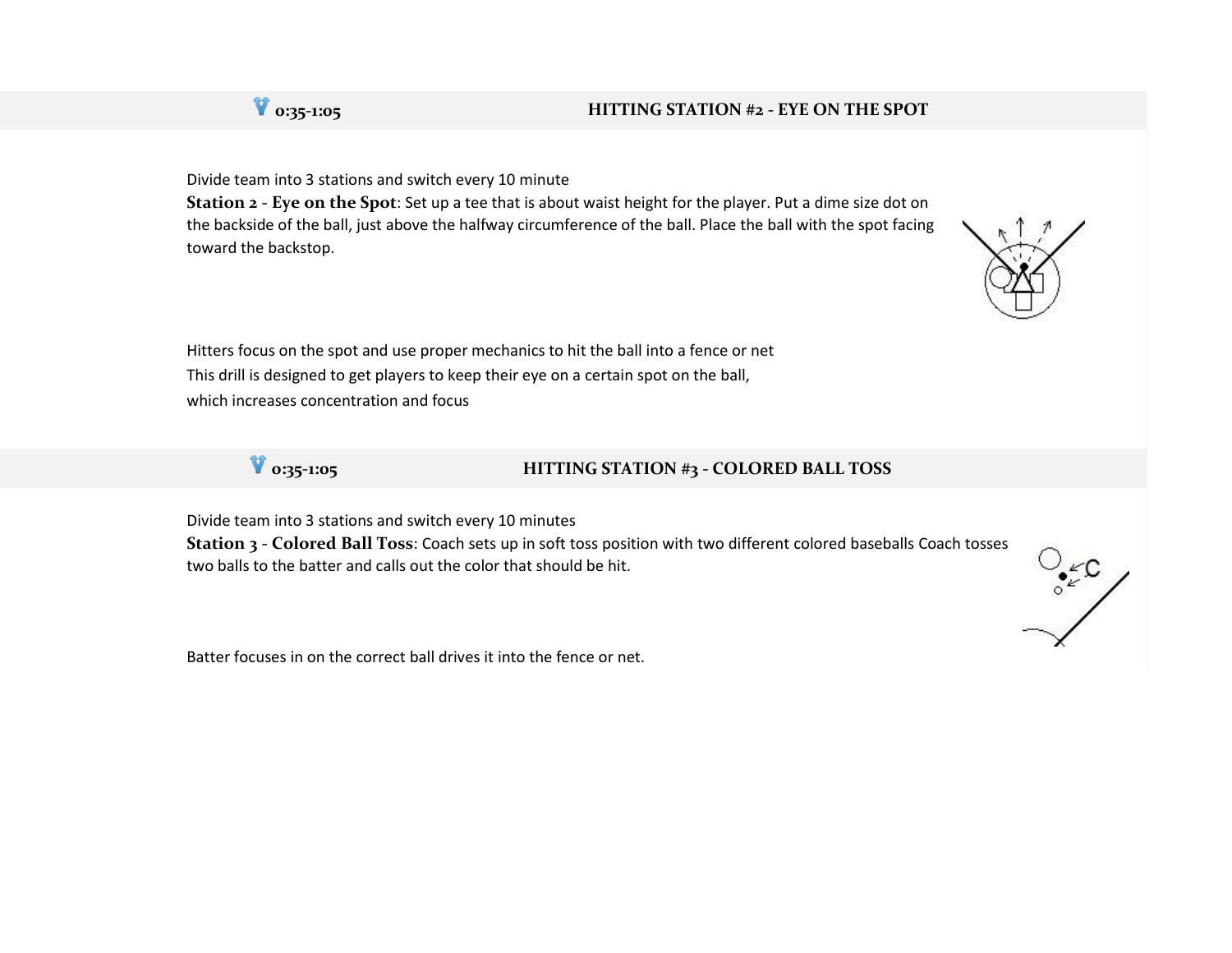## 0:35-1:05 HITTING STATION #2 - EYE ON THE SPOT

Divide team into 3 stations and switch every 10 minute

**Station 2 - Eye on the Spot**: Set up a tee that is about waist height for the player. Put a dime size dot on the backside of the ball, just above the halfway circumference of the ball. Place the ball with the spot facing toward the backstop.

Hitters focus on the spot and use proper mechanics to hit the ball into a fence or net
This drill is designed to get players to keep their eye on a certain spot on the ball, which increases concentration and focus

## 0:35-1:05 HITTING STATION #3 - COLORED BALL TOSS

Divide team into 3 stations and switch every 10 minutes

**Station 3 - Colored Ball Toss**: Coach sets up in soft toss position with two different colored baseballs Coach tosses two balls to the batter and calls out the color that should be hit.

Batter focuses in on the correct ball drives it into the fence or net.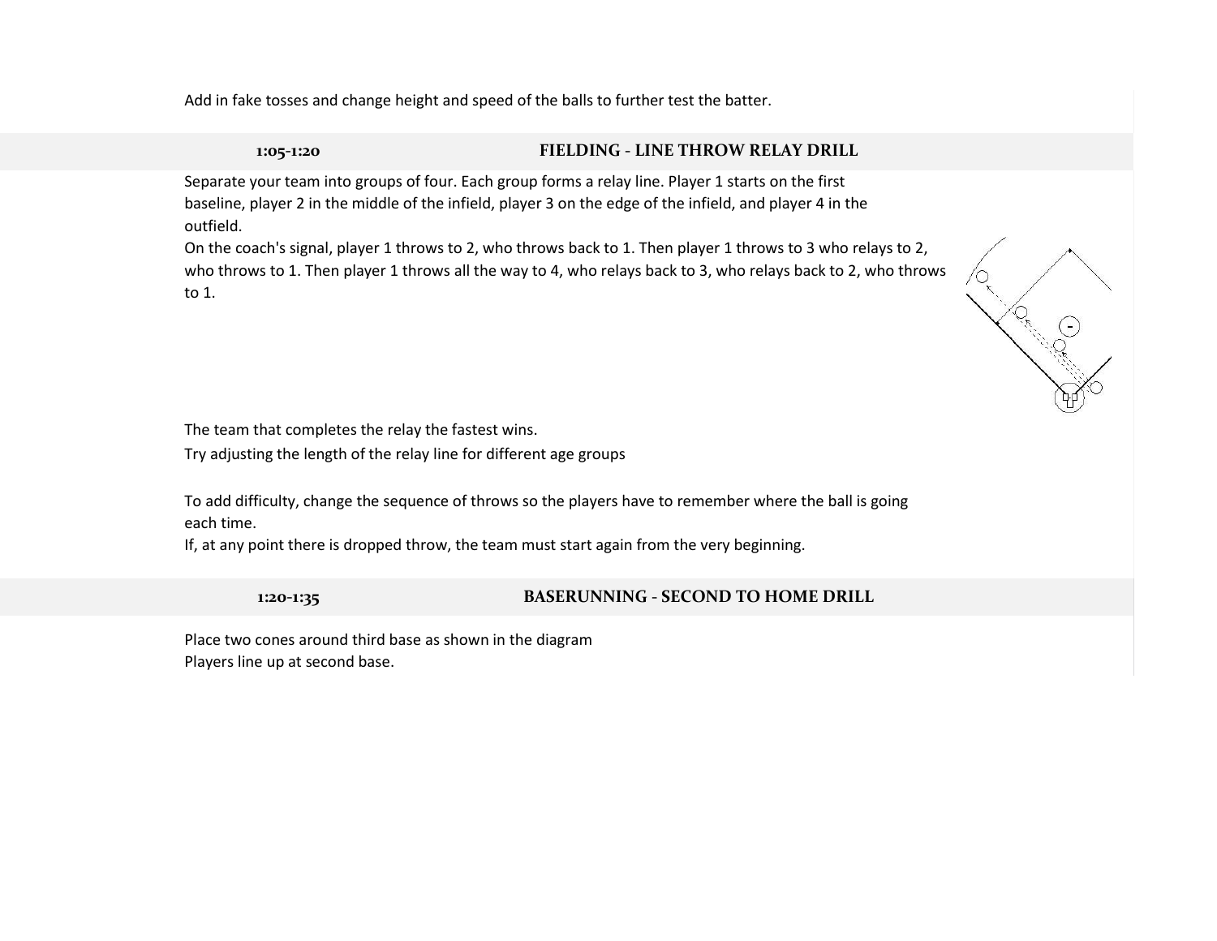Add in fake tosses and change height and speed of the balls to further test the batter.

## 1:05-1:20 FIELDING - LINE THROW RELAY DRILL

Separate your team into groups of four. Each group forms a relay line. Player 1 starts on the first baseline, player 2 in the middle of the infield, player 3 on the edge of the infield, and player 4 in the outfield.

On the coach's signal, player 1 throws to 2, who throws back to 1. Then player 1 throws to 3 who relays to 2, who throws to 1. Then player 1 throws all the way to 4, who relays back to 3, who relays back to 2, who throws to 1.

The team that completes the relay the fastest wins.

Try adjusting the length of the relay line for different age groups

To add difficulty, change the sequence of throws so the players have to remember where the ball is going each time.

If, at any point there is dropped throw, the team must start again from the very beginning.

## 1:20-1:35 BASERUNNING - SECOND TO HOME DRILL

Place two cones around third base as shown in the diagram

Players line up at second base.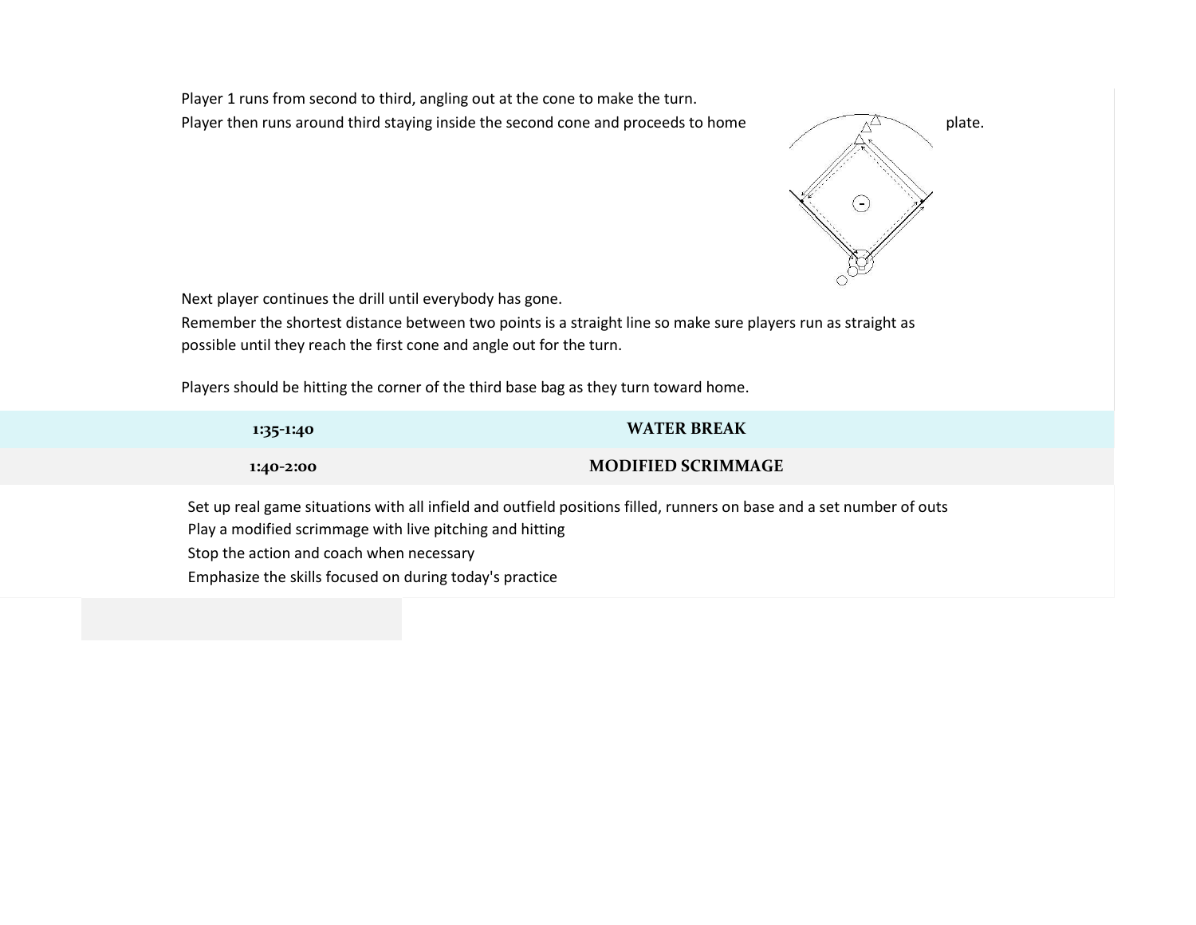Player 1 runs from second to third, angling out at the cone to make the turn.

Player then runs around third staying inside the second cone and proceeds to home plate.

Next player continues the drill until everybody has gone.

Remember the shortest distance between two points is a straight line so make sure players run as straight as possible until they reach the first cone and angle out for the turn.

Players should be hitting the corner of the third base bag as they turn toward home.

| 1:35-1:40 | WATER BREAK |
|---|---|
| 1:40-2:00 | MODIFIED SCRIMMAGE |

Set up real game situations with all infield and outfield positions filled, runners on base and a set number of outs

Play a modified scrimmage with live pitching and hitting

Stop the action and coach when necessary

Emphasize the skills focused on during today's practice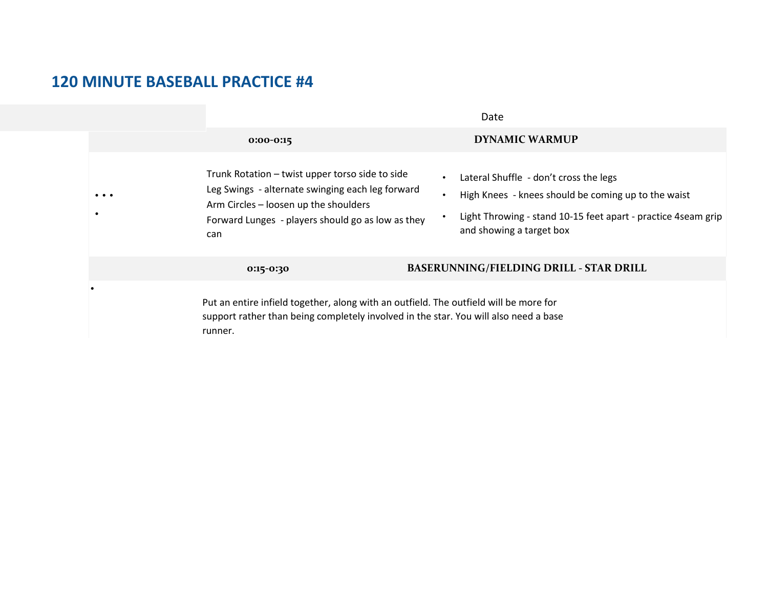# 120 MINUTE BASEBALL PRACTICE #4

Date

| 0:00-0:15 | DYNAMIC WARMUP |
|---|---|

- Trunk Rotation – twist upper torso side to side
- Leg Swings - alternate swinging each leg forward
- Arm Circles – loosen up the shoulders
- Forward Lunges - players should go as low as they can
- Lateral Shuffle - don't cross the legs
- High Knees - knees should be coming up to the waist
- Light Throwing - stand 10-15 feet apart - practice 4seam grip and showing a target box

| 0:15-0:30 | BASERUNNING/FIELDING DRILL - STAR DRILL |
|---|---|

Put an entire infield together, along with an outfield. The outfield will be more for support rather than being completely involved in the star. You will also need a base runner.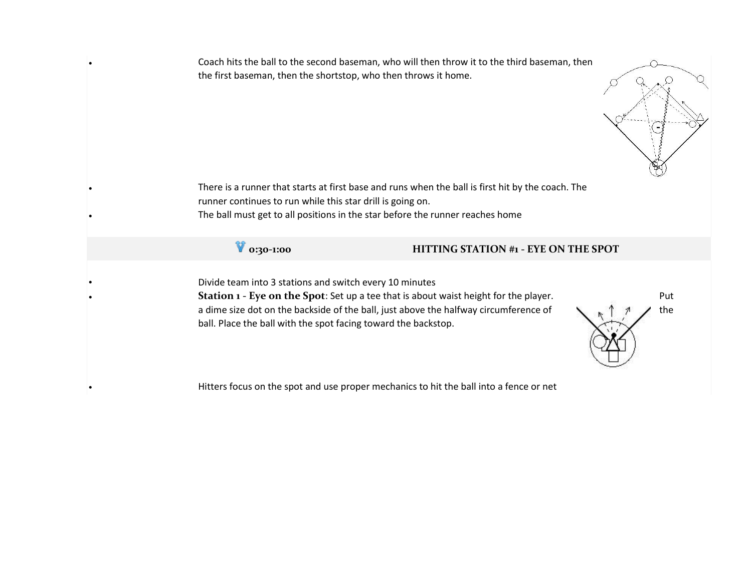- Coach hits the ball to the second baseman, who will then throw it to the third baseman, then the first baseman, then the shortstop, who then throws it home.
- There is a runner that starts at first base and runs when the ball is first hit by the coach. The runner continues to run while this star drill is going on.
- The ball must get to all positions in the star before the runner reaches home

| 0:30-1:00 | HITTING STATION #1 - EYE ON THE SPOT |
|---|---|

- Divide team into 3 stations and switch every 10 minutes
- **Station 1 - Eye on the Spot**: Set up a tee that is about waist height for the player. Put a dime size dot on the backside of the ball, just above the halfway circumference of the ball. Place the ball with the spot facing toward the backstop.
- Hitters focus on the spot and use proper mechanics to hit the ball into a fence or net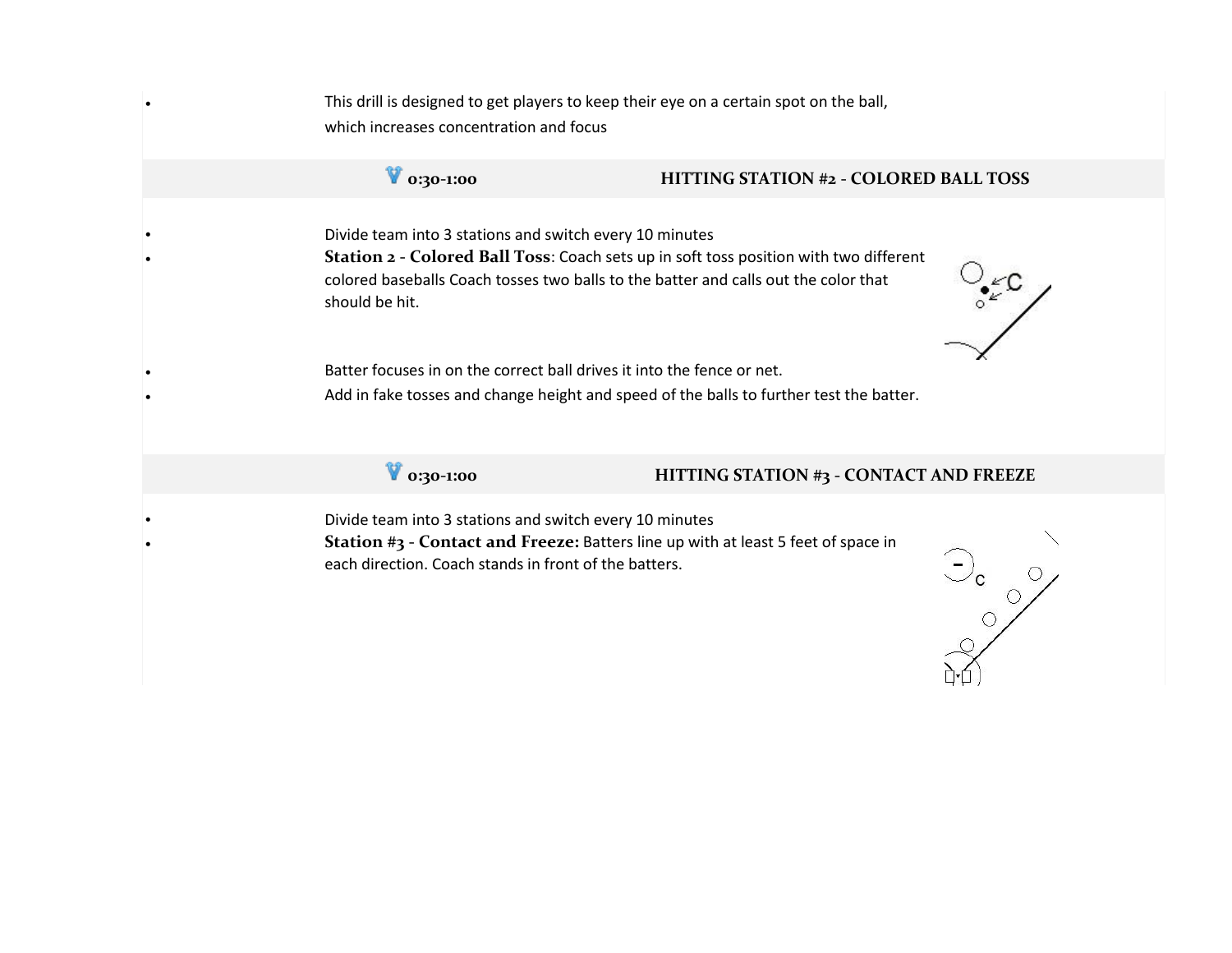- This drill is designed to get players to keep their eye on a certain spot on the ball, which increases concentration and focus

## 0:30-1:00 HITTING STATION #2 - COLORED BALL TOSS

- Divide team into 3 stations and switch every 10 minutes
- **Station 2 - Colored Ball Toss**: Coach sets up in soft toss position with two different colored baseballs Coach tosses two balls to the batter and calls out the color that should be hit.
- Batter focuses in on the correct ball drives it into the fence or net.
- Add in fake tosses and change height and speed of the balls to further test the batter.

## 0:30-1:00 HITTING STATION #3 - CONTACT AND FREEZE

- Divide team into 3 stations and switch every 10 minutes
- **Station #3 - Contact and Freeze:** Batters line up with at least 5 feet of space in each direction. Coach stands in front of the batters.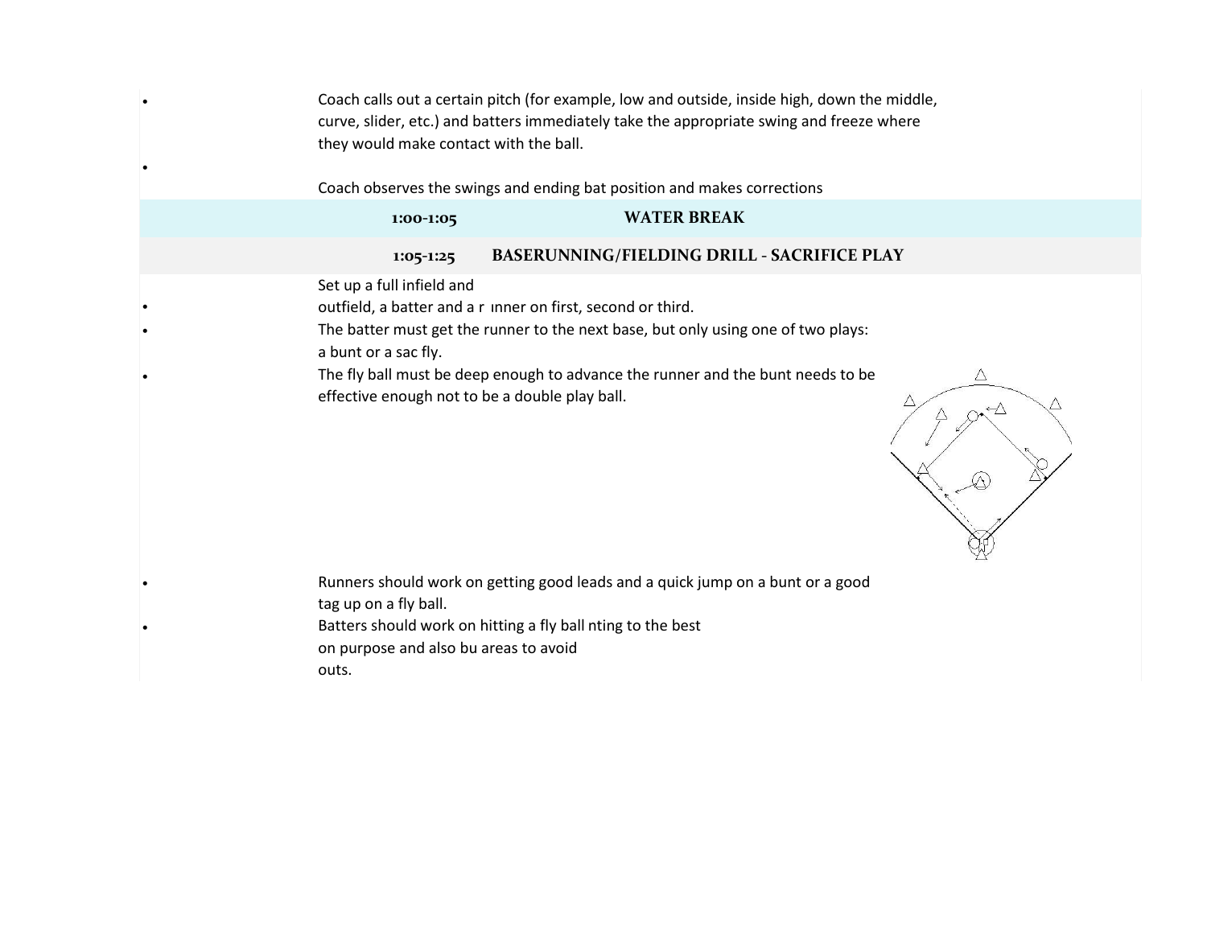- Coach calls out a certain pitch (for example, low and outside, inside high, down the middle, curve, slider, etc.) and batters immediately take the appropriate swing and freeze where they would make contact with the ball.
- Coach observes the swings and ending bat position and makes corrections

| 1:00-1:05 | WATER BREAK |
|---|---|
| 1:05-1:25 | BASERUNNING/FIELDING DRILL - SACRIFICE PLAY |

- Set up a full infield and outfield, a batter and a r ınner on first, second or third.
- The batter must get the runner to the next base, but only using one of two plays: a bunt or a sac fly.
- The fly ball must be deep enough to advance the runner and the bunt needs to be effective enough not to be a double play ball.
- Runners should work on getting good leads and a quick jump on a bunt or a good tag up on a fly ball.
- Batters should work on hitting a fly ball nting to the best on purpose and also bu areas to avoid outs.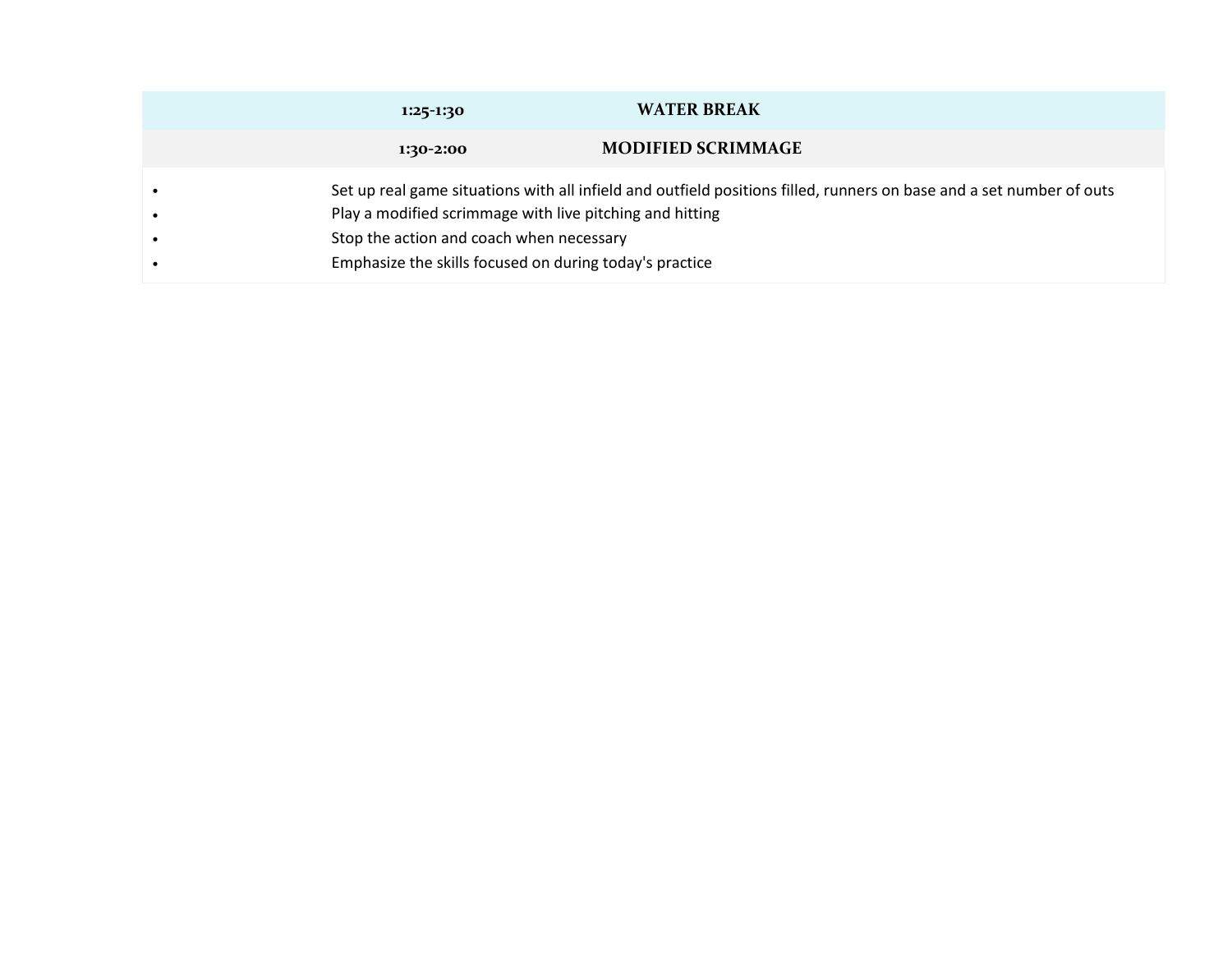| | |
|---|---|
| **1:25-1:30** | **WATER BREAK** |
| **1:30-2:00** | **MODIFIED SCRIMMAGE** |

- Set up real game situations with all infield and outfield positions filled, runners on base and a set number of outs
- Play a modified scrimmage with live pitching and hitting
- Stop the action and coach when necessary
- Emphasize the skills focused on during today's practice